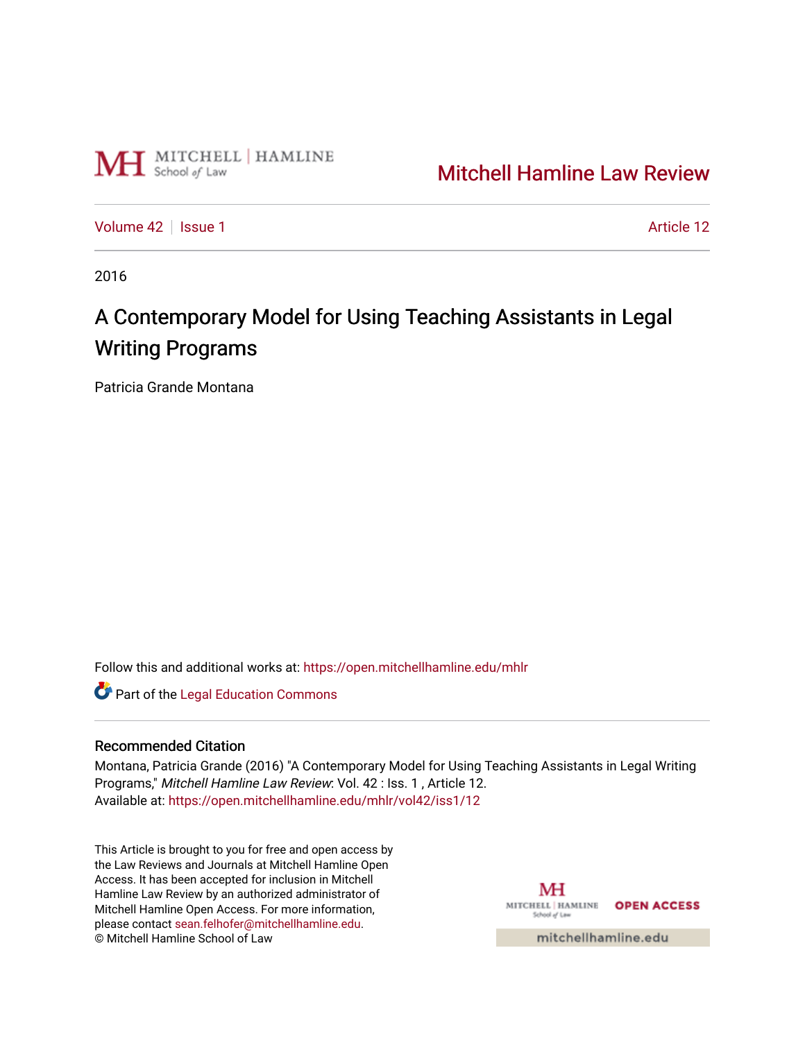Mitchell Hamline Law Review

Volume 42 | Issue 1 | Article 12

2016

# A Contemporary Model for Using Teaching Assistants in Legal Writing Programs

Patricia Grande Montana

Follow this and additional works at: https://open.mitchellhamline.edu/mhlr

Part of the Legal Education Commons

## Recommended Citation

Montana, Patricia Grande (2016) "A Contemporary Model for Using Teaching Assistants in Legal Writing Programs," *Mitchell Hamline Law Review*: Vol. 42 : Iss. 1 , Article 12.
Available at: https://open.mitchellhamline.edu/mhlr/vol42/iss1/12

This Article is brought to you for free and open access by the Law Reviews and Journals at Mitchell Hamline Open Access. It has been accepted for inclusion in Mitchell Hamline Law Review by an authorized administrator of Mitchell Hamline Open Access. For more information, please contact sean.felhofer@mitchellhamline.edu.
© Mitchell Hamline School of Law

OPEN ACCESS

mitchellhamline.edu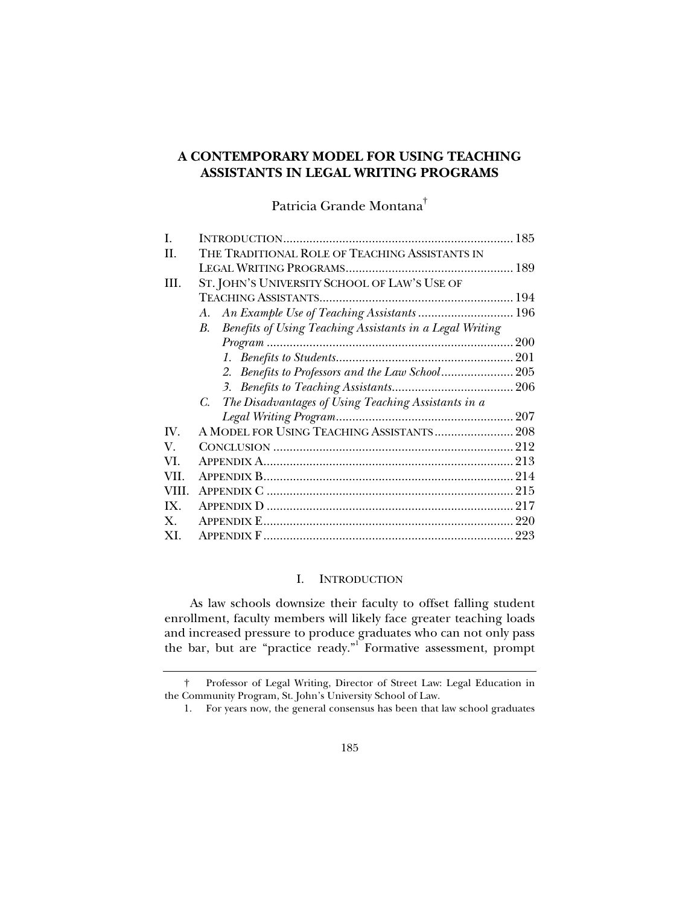# A CONTEMPORARY MODEL FOR USING TEACHING ASSISTANTS IN LEGAL WRITING PROGRAMS

Patricia Grande Montana[†]

| | | |
|---|---|---|
| I. | INTRODUCTION | 185 |
| II. | THE TRADITIONAL ROLE OF TEACHING ASSISTANTS IN LEGAL WRITING PROGRAMS | 189 |
| III. | ST. JOHN'S UNIVERSITY SCHOOL OF LAW'S USE OF TEACHING ASSISTANTS | 194 |
| | *A. An Example Use of Teaching Assistants* | 196 |
| | *B. Benefits of Using Teaching Assistants in a Legal Writing Program* | 200 |
| | *1. Benefits to Students* | 201 |
| | *2. Benefits to Professors and the Law School* | 205 |
| | *3. Benefits to Teaching Assistants* | 206 |
| | *C. The Disadvantages of Using Teaching Assistants in a Legal Writing Program* | 207 |
| IV. | A MODEL FOR USING TEACHING ASSISTANTS | 208 |
| V. | CONCLUSION | 212 |
| VI. | APPENDIX A | 213 |
| VII. | APPENDIX B | 214 |
| VIII. | APPENDIX C | 215 |
| IX. | APPENDIX D | 217 |
| X. | APPENDIX E | 220 |
| XI. | APPENDIX F | 223 |

## I. INTRODUCTION

As law schools downsize their faculty to offset falling student enrollment, faculty members will likely face greater teaching loads and increased pressure to produce graduates who can not only pass the bar, but are "practice ready."[1] Formative assessment, prompt

---

† Professor of Legal Writing, Director of Street Law: Legal Education in the Community Program, St. John's University School of Law.

1. For years now, the general consensus has been that law school graduates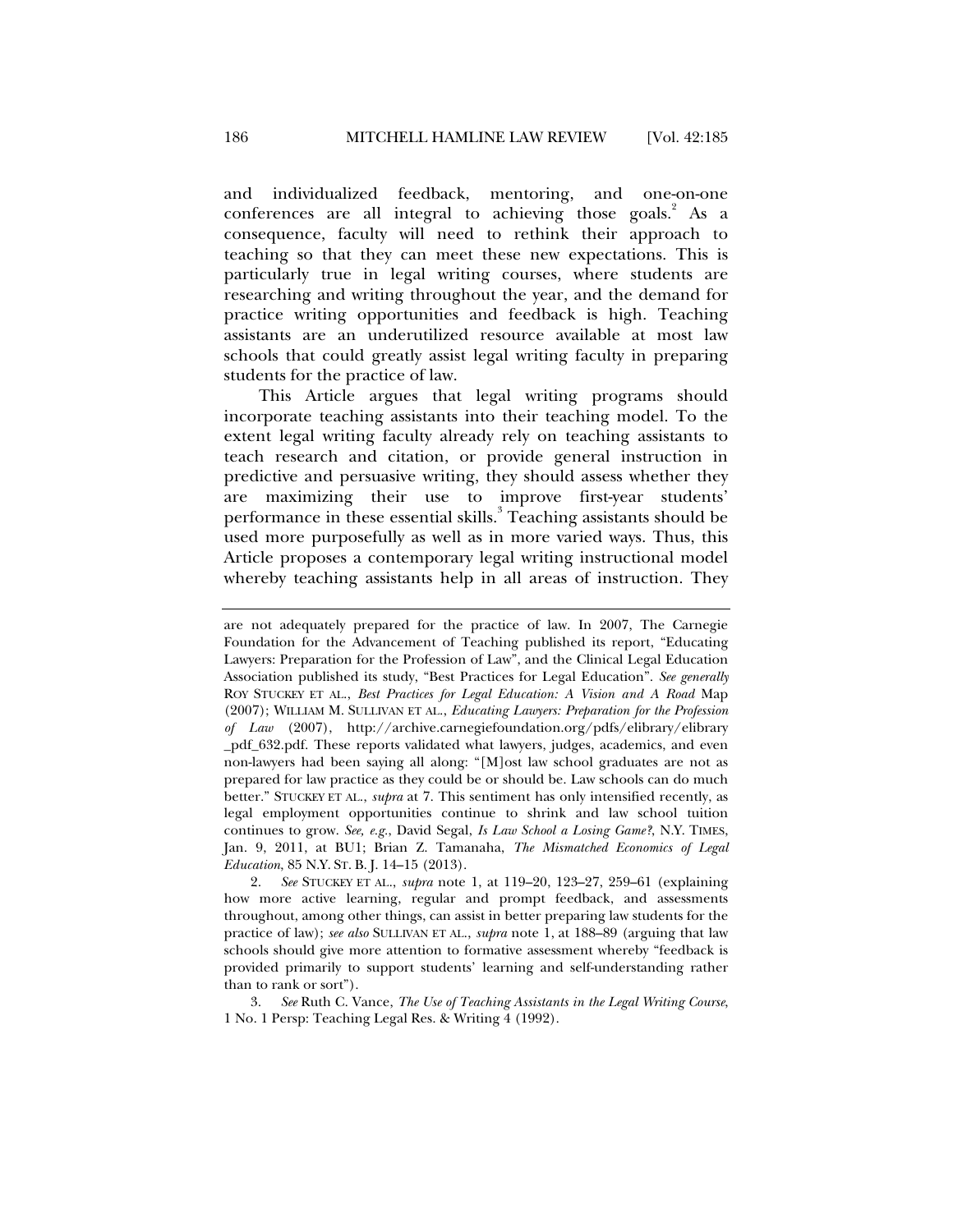and individualized feedback, mentoring, and one-on-one conferences are all integral to achieving those goals.[2] As a consequence, faculty will need to rethink their approach to teaching so that they can meet these new expectations. This is particularly true in legal writing courses, where students are researching and writing throughout the year, and the demand for practice writing opportunities and feedback is high. Teaching assistants are an underutilized resource available at most law schools that could greatly assist legal writing faculty in preparing students for the practice of law.

This Article argues that legal writing programs should incorporate teaching assistants into their teaching model. To the extent legal writing faculty already rely on teaching assistants to teach research and citation, or provide general instruction in predictive and persuasive writing, they should assess whether they are maximizing their use to improve first-year students' performance in these essential skills.[3] Teaching assistants should be used more purposefully as well as in more varied ways. Thus, this Article proposes a contemporary legal writing instructional model whereby teaching assistants help in all areas of instruction. They

---

are not adequately prepared for the practice of law. In 2007, The Carnegie Foundation for the Advancement of Teaching published its report, "Educating Lawyers: Preparation for the Profession of Law", and the Clinical Legal Education Association published its study, "Best Practices for Legal Education". *See generally* ROY STUCKEY ET AL., *Best Practices for Legal Education: A Vision and A Road* Map (2007); WILLIAM M. SULLIVAN ET AL., *Educating Lawyers: Preparation for the Profession of Law* (2007), http://archive.carnegiefoundation.org/pdfs/elibrary/elibrary_pdf_632.pdf. These reports validated what lawyers, judges, academics, and even non-lawyers had been saying all along: "[M]ost law school graduates are not as prepared for law practice as they could be or should be. Law schools can do much better." STUCKEY ET AL., *supra* at 7. This sentiment has only intensified recently, as legal employment opportunities continue to shrink and law school tuition continues to grow. *See, e.g.*, David Segal, *Is Law School a Losing Game?*, N.Y. TIMES, Jan. 9, 2011, at BU1; Brian Z. Tamanaha, *The Mismatched Economics of Legal Education*, 85 N.Y. ST. B. J. 14–15 (2013).

2. *See* STUCKEY ET AL., *supra* note 1, at 119–20, 123–27, 259–61 (explaining how more active learning, regular and prompt feedback, and assessments throughout, among other things, can assist in better preparing law students for the practice of law); *see also* SULLIVAN ET AL., *supra* note 1, at 188–89 (arguing that law schools should give more attention to formative assessment whereby "feedback is provided primarily to support students' learning and self-understanding rather than to rank or sort").

3. *See* Ruth C. Vance, *The Use of Teaching Assistants in the Legal Writing Course*, 1 No. 1 Persp: Teaching Legal Res. & Writing 4 (1992).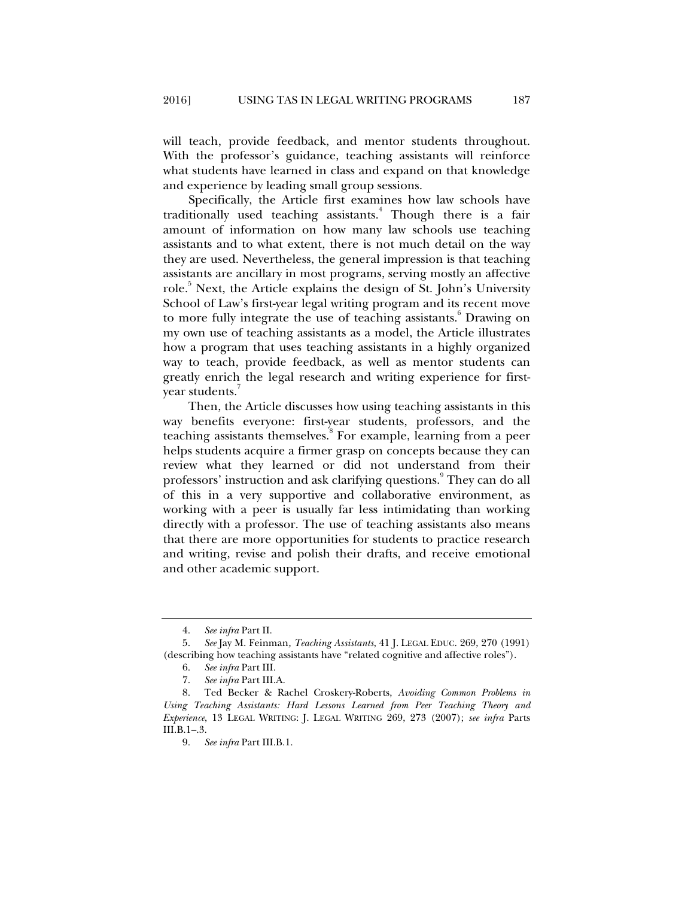will teach, provide feedback, and mentor students throughout. With the professor's guidance, teaching assistants will reinforce what students have learned in class and expand on that knowledge and experience by leading small group sessions.

Specifically, the Article first examines how law schools have traditionally used teaching assistants.[4] Though there is a fair amount of information on how many law schools use teaching assistants and to what extent, there is not much detail on the way they are used. Nevertheless, the general impression is that teaching assistants are ancillary in most programs, serving mostly an affective role.[5] Next, the Article explains the design of St. John's University School of Law's first-year legal writing program and its recent move to more fully integrate the use of teaching assistants.[6] Drawing on my own use of teaching assistants as a model, the Article illustrates how a program that uses teaching assistants in a highly organized way to teach, provide feedback, as well as mentor students can greatly enrich the legal research and writing experience for first-year students.[7]

Then, the Article discusses how using teaching assistants in this way benefits everyone: first-year students, professors, and the teaching assistants themselves.[8] For example, learning from a peer helps students acquire a firmer grasp on concepts because they can review what they learned or did not understand from their professors' instruction and ask clarifying questions.[9] They can do all of this in a very supportive and collaborative environment, as working with a peer is usually far less intimidating than working directly with a professor. The use of teaching assistants also means that there are more opportunities for students to practice research and writing, revise and polish their drafts, and receive emotional and other academic support.

---

4. *See infra* Part II.

5. *See* Jay M. Feinman, *Teaching Assistants*, 41 J. LEGAL EDUC. 269, 270 (1991) (describing how teaching assistants have "related cognitive and affective roles").

6. *See infra* Part III.

7. *See infra* Part III.A.

8. Ted Becker & Rachel Croskery-Roberts, *Avoiding Common Problems in Using Teaching Assistants: Hard Lessons Learned from Peer Teaching Theory and Experience*, 13 LEGAL WRITING: J. LEGAL WRITING 269, 273 (2007); *see infra* Parts III.B.1–.3.

9. *See infra* Part III.B.1.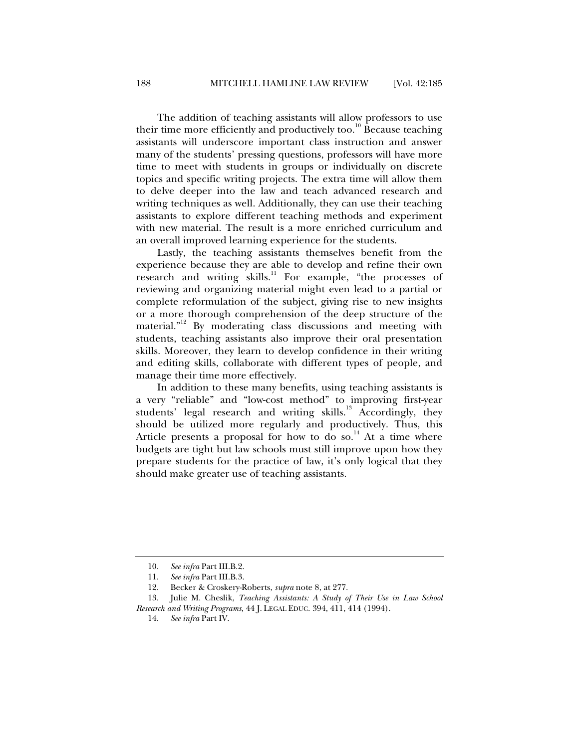The addition of teaching assistants will allow professors to use their time more efficiently and productively too.[10] Because teaching assistants will underscore important class instruction and answer many of the students' pressing questions, professors will have more time to meet with students in groups or individually on discrete topics and specific writing projects. The extra time will allow them to delve deeper into the law and teach advanced research and writing techniques as well. Additionally, they can use their teaching assistants to explore different teaching methods and experiment with new material. The result is a more enriched curriculum and an overall improved learning experience for the students.

Lastly, the teaching assistants themselves benefit from the experience because they are able to develop and refine their own research and writing skills.[11] For example, "the processes of reviewing and organizing material might even lead to a partial or complete reformulation of the subject, giving rise to new insights or a more thorough comprehension of the deep structure of the material."[12] By moderating class discussions and meeting with students, teaching assistants also improve their oral presentation skills. Moreover, they learn to develop confidence in their writing and editing skills, collaborate with different types of people, and manage their time more effectively.

In addition to these many benefits, using teaching assistants is a very "reliable" and "low-cost method" to improving first-year students' legal research and writing skills.[13] Accordingly, they should be utilized more regularly and productively. Thus, this Article presents a proposal for how to do so.[14] At a time where budgets are tight but law schools must still improve upon how they prepare students for the practice of law, it's only logical that they should make greater use of teaching assistants.

---

10. *See infra* Part III.B.2.

11. *See infra* Part III.B.3.

12. Becker & Croskery-Roberts, *supra* note 8, at 277.

13. Julie M. Cheslik, *Teaching Assistants: A Study of Their Use in Law School Research and Writing Programs*, 44 J. LEGAL EDUC. 394, 411, 414 (1994).

14. *See infra* Part IV.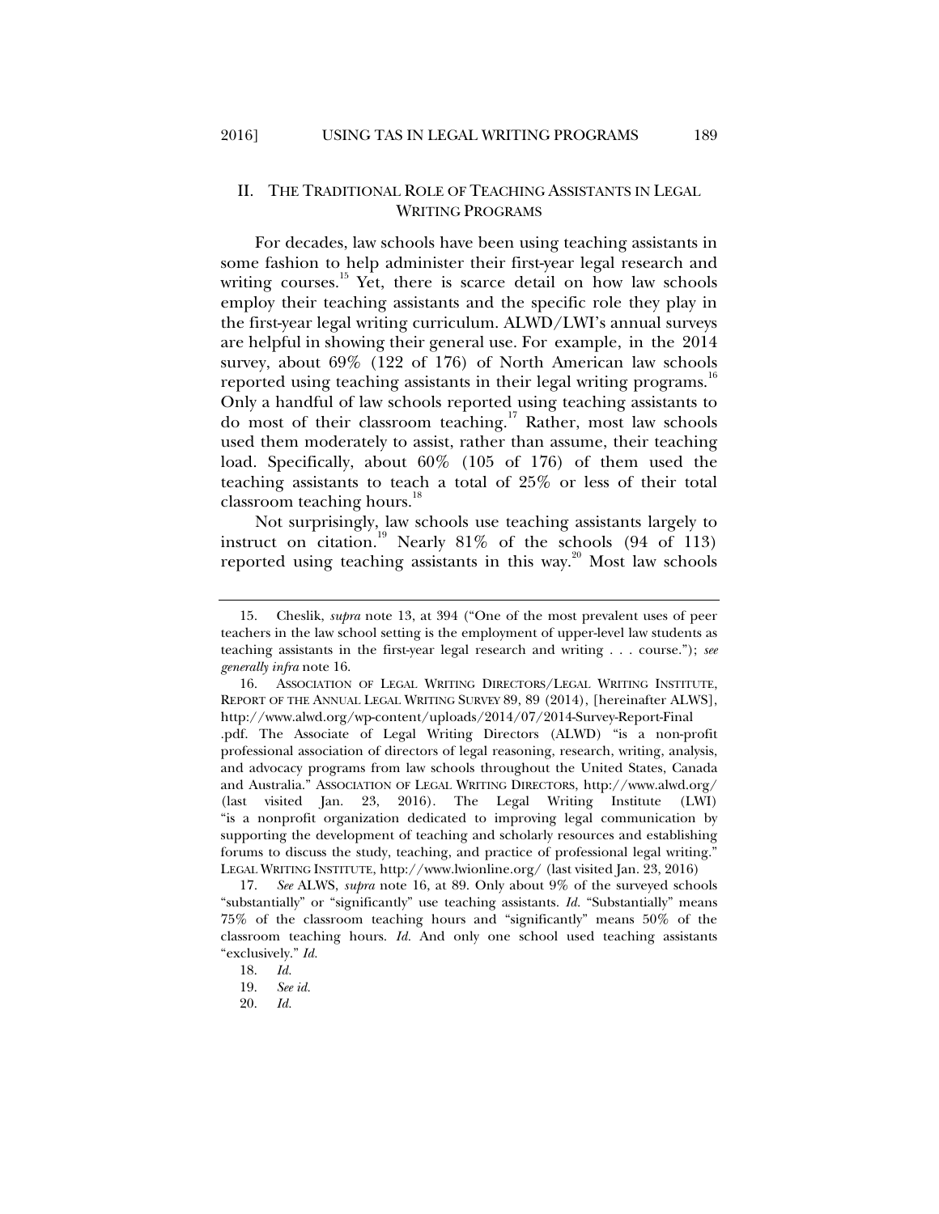## II. The Traditional Role of Teaching Assistants in Legal Writing Programs

For decades, law schools have been using teaching assistants in some fashion to help administer their first-year legal research and writing courses.[15] Yet, there is scarce detail on how law schools employ their teaching assistants and the specific role they play in the first-year legal writing curriculum. ALWD/LWI's annual surveys are helpful in showing their general use. For example, in the 2014 survey, about 69% (122 of 176) of North American law schools reported using teaching assistants in their legal writing programs.[16] Only a handful of law schools reported using teaching assistants to do most of their classroom teaching.[17] Rather, most law schools used them moderately to assist, rather than assume, their teaching load. Specifically, about 60% (105 of 176) of them used the teaching assistants to teach a total of 25% or less of their total classroom teaching hours.[18]

Not surprisingly, law schools use teaching assistants largely to instruct on citation.[19] Nearly 81% of the schools (94 of 113) reported using teaching assistants in this way.[20] Most law schools

---

15. Cheslik, *supra* note 13, at 394 ("One of the most prevalent uses of peer teachers in the law school setting is the employment of upper-level law students as teaching assistants in the first-year legal research and writing . . . course."); *see generally infra* note 16.

16. Association of Legal Writing Directors/Legal Writing Institute, Report of the Annual Legal Writing Survey 89, 89 (2014), [hereinafter ALWS], http://www.alwd.org/wp-content/uploads/2014/07/2014-Survey-Report-Final.pdf. The Associate of Legal Writing Directors (ALWD) "is a non-profit professional association of directors of legal reasoning, research, writing, analysis, and advocacy programs from law schools throughout the United States, Canada and Australia." Association of Legal Writing Directors, http://www.alwd.org/ (last visited Jan. 23, 2016). The Legal Writing Institute (LWI) "is a nonprofit organization dedicated to improving legal communication by supporting the development of teaching and scholarly resources and establishing forums to discuss the study, teaching, and practice of professional legal writing." Legal Writing Institute, http://www.lwionline.org/ (last visited Jan. 23, 2016)

17. *See* ALWS, *supra* note 16, at 89. Only about 9% of the surveyed schools "substantially" or "significantly" use teaching assistants. *Id.* "Substantially" means 75% of the classroom teaching hours and "significantly" means 50% of the classroom teaching hours. *Id.* And only one school used teaching assistants "exclusively." *Id.*

18. *Id.*

19. *See id.*

20. *Id.*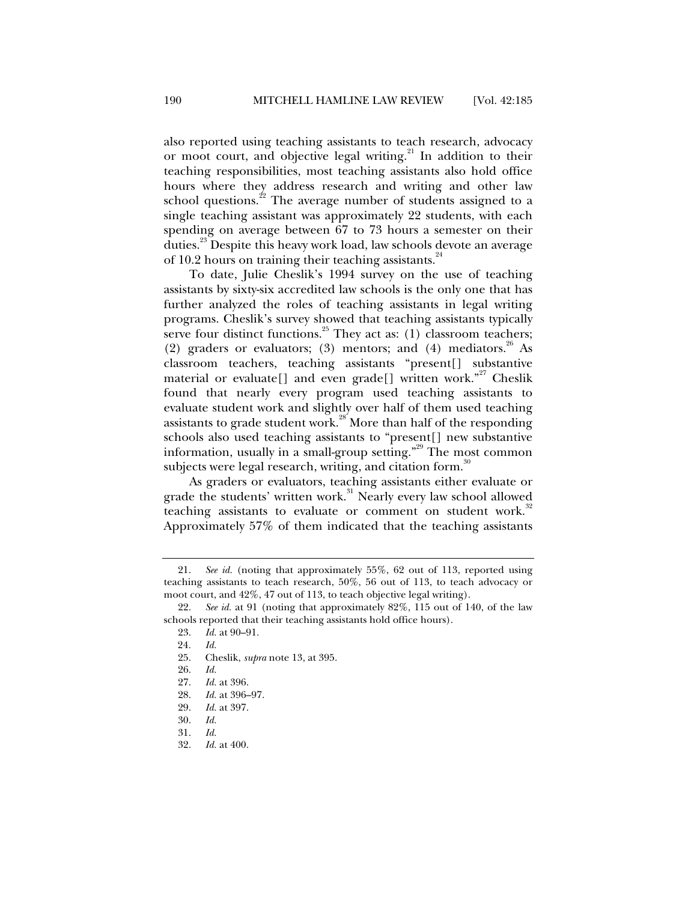also reported using teaching assistants to teach research, advocacy or moot court, and objective legal writing.[21] In addition to their teaching responsibilities, most teaching assistants also hold office hours where they address research and writing and other law school questions.[22] The average number of students assigned to a single teaching assistant was approximately 22 students, with each spending on average between 67 to 73 hours a semester on their duties.[23] Despite this heavy work load, law schools devote an average of 10.2 hours on training their teaching assistants.[24]

To date, Julie Cheslik's 1994 survey on the use of teaching assistants by sixty-six accredited law schools is the only one that has further analyzed the roles of teaching assistants in legal writing programs. Cheslik's survey showed that teaching assistants typically serve four distinct functions.[25] They act as: (1) classroom teachers; (2) graders or evaluators; (3) mentors; and (4) mediators.[26] As classroom teachers, teaching assistants "present[] substantive material or evaluate[] and even grade[] written work."[27] Cheslik found that nearly every program used teaching assistants to evaluate student work and slightly over half of them used teaching assistants to grade student work.[28] More than half of the responding schools also used teaching assistants to "present[] new substantive information, usually in a small-group setting."[29] The most common subjects were legal research, writing, and citation form.[30]

As graders or evaluators, teaching assistants either evaluate or grade the students' written work.[31] Nearly every law school allowed teaching assistants to evaluate or comment on student work.[32] Approximately 57% of them indicated that the teaching assistants

---

21. *See id.* (noting that approximately 55%, 62 out of 113, reported using teaching assistants to teach research, 50%, 56 out of 113, to teach advocacy or moot court, and 42%, 47 out of 113, to teach objective legal writing).

22. *See id.* at 91 (noting that approximately 82%, 115 out of 140, of the law schools reported that their teaching assistants hold office hours).

23. *Id.* at 90–91.

24. *Id.*

25. Cheslik, *supra* note 13, at 395.

26. *Id.*

27. *Id.* at 396.

28. *Id.* at 396–97.

29. *Id.* at 397.

30. *Id.*

31. *Id.*

32. *Id.* at 400.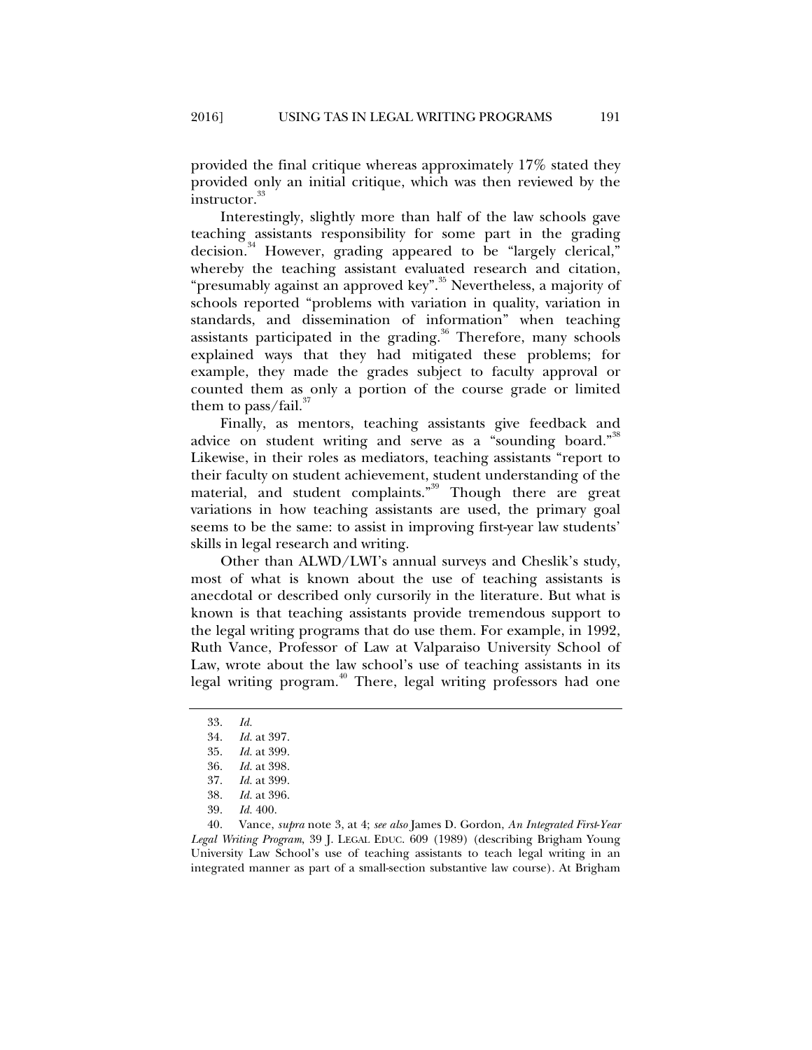provided the final critique whereas approximately 17% stated they provided only an initial critique, which was then reviewed by the instructor.[33]

Interestingly, slightly more than half of the law schools gave teaching assistants responsibility for some part in the grading decision.[34] However, grading appeared to be "largely clerical," whereby the teaching assistant evaluated research and citation, "presumably against an approved key".[35] Nevertheless, a majority of schools reported "problems with variation in quality, variation in standards, and dissemination of information" when teaching assistants participated in the grading.[36] Therefore, many schools explained ways that they had mitigated these problems; for example, they made the grades subject to faculty approval or counted them as only a portion of the course grade or limited them to pass/fail.[37]

Finally, as mentors, teaching assistants give feedback and advice on student writing and serve as a "sounding board."[38] Likewise, in their roles as mediators, teaching assistants "report to their faculty on student achievement, student understanding of the material, and student complaints."[39] Though there are great variations in how teaching assistants are used, the primary goal seems to be the same: to assist in improving first-year law students' skills in legal research and writing.

Other than ALWD/LWI's annual surveys and Cheslik's study, most of what is known about the use of teaching assistants is anecdotal or described only cursorily in the literature. But what is known is that teaching assistants provide tremendous support to the legal writing programs that do use them. For example, in 1992, Ruth Vance, Professor of Law at Valparaiso University School of Law, wrote about the law school's use of teaching assistants in its legal writing program.[40] There, legal writing professors had one

---

33. *Id.*

34. *Id.* at 397.

35. *Id.* at 399.

36. *Id.* at 398.

37. *Id.* at 399.

38. *Id.* at 396.

39. *Id.* 400.

40. Vance, *supra* note 3, at 4; *see also* James D. Gordon, *An Integrated First-Year Legal Writing Program*, 39 J. LEGAL EDUC. 609 (1989) (describing Brigham Young University Law School's use of teaching assistants to teach legal writing in an integrated manner as part of a small-section substantive law course). At Brigham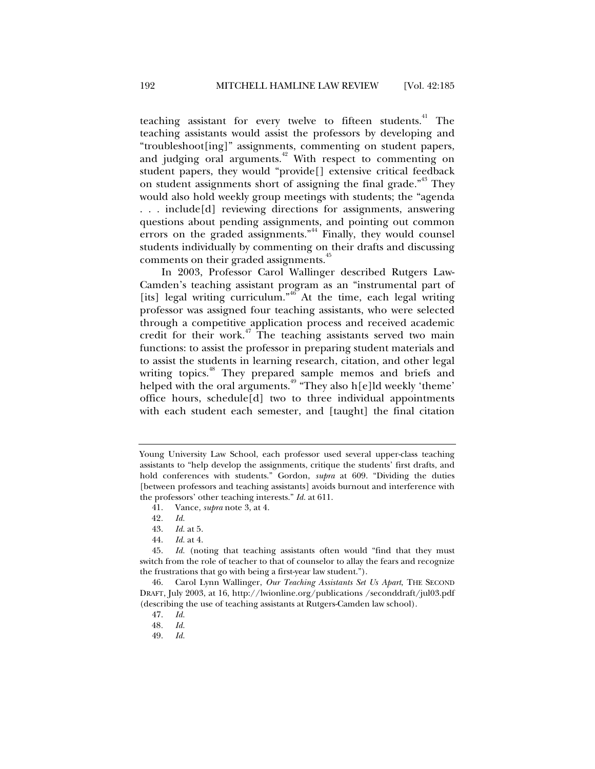teaching assistant for every twelve to fifteen students.[41] The teaching assistants would assist the professors by developing and "troubleshoot[ing]" assignments, commenting on student papers, and judging oral arguments.[42] With respect to commenting on student papers, they would "provide[] extensive critical feedback on student assignments short of assigning the final grade."[43] They would also hold weekly group meetings with students; the "agenda . . . include[d] reviewing directions for assignments, answering questions about pending assignments, and pointing out common errors on the graded assignments."[44] Finally, they would counsel students individually by commenting on their drafts and discussing comments on their graded assignments.[45]

In 2003, Professor Carol Wallinger described Rutgers Law-Camden's teaching assistant program as an "instrumental part of [its] legal writing curriculum."[46] At the time, each legal writing professor was assigned four teaching assistants, who were selected through a competitive application process and received academic credit for their work.[47] The teaching assistants served two main functions: to assist the professor in preparing student materials and to assist the students in learning research, citation, and other legal writing topics.[48] They prepared sample memos and briefs and helped with the oral arguments.[49] "They also h[e]ld weekly 'theme' office hours, schedule[d] two to three individual appointments with each student each semester, and [taught] the final citation

---

Young University Law School, each professor used several upper-class teaching assistants to "help develop the assignments, critique the students' first drafts, and hold conferences with students." Gordon, *supra* at 609. "Dividing the duties [between professors and teaching assistants] avoids burnout and interference with the professors' other teaching interests." *Id.* at 611.

41. Vance, *supra* note 3, at 4.

42. *Id.*

43. *Id.* at 5.

44. *Id.* at 4.

45. *Id.* (noting that teaching assistants often would "find that they must switch from the role of teacher to that of counselor to allay the fears and recognize the frustrations that go with being a first-year law student.").

46. Carol Lynn Wallinger, *Our Teaching Assistants Set Us Apart*, THE SECOND DRAFT, July 2003, at 16, http://lwionline.org/publications /seconddraft/jul03.pdf (describing the use of teaching assistants at Rutgers-Camden law school).

47. *Id.*

48. *Id.*

49. *Id.*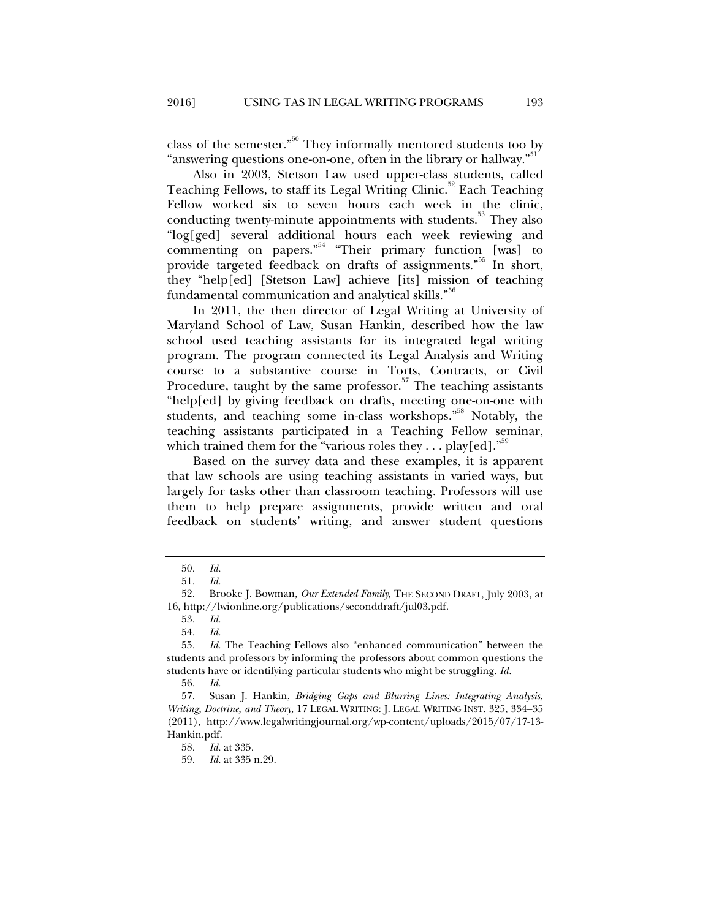class of the semester."[50] They informally mentored students too by "answering questions one-on-one, often in the library or hallway."[51]

Also in 2003, Stetson Law used upper-class students, called Teaching Fellows, to staff its Legal Writing Clinic.[52] Each Teaching Fellow worked six to seven hours each week in the clinic, conducting twenty-minute appointments with students.[53] They also "log[ged] several additional hours each week reviewing and commenting on papers."[54] "Their primary function [was] to provide targeted feedback on drafts of assignments."[55] In short, they "help[ed] [Stetson Law] achieve [its] mission of teaching fundamental communication and analytical skills."[56]

In 2011, the then director of Legal Writing at University of Maryland School of Law, Susan Hankin, described how the law school used teaching assistants for its integrated legal writing program. The program connected its Legal Analysis and Writing course to a substantive course in Torts, Contracts, or Civil Procedure, taught by the same professor.[57] The teaching assistants "help[ed] by giving feedback on drafts, meeting one-on-one with students, and teaching some in-class workshops."[58] Notably, the teaching assistants participated in a Teaching Fellow seminar, which trained them for the "various roles they . . . play[ed]."[59]

Based on the survey data and these examples, it is apparent that law schools are using teaching assistants in varied ways, but largely for tasks other than classroom teaching. Professors will use them to help prepare assignments, provide written and oral feedback on students' writing, and answer student questions

---

50. *Id.*

51. *Id.*

52. Brooke J. Bowman, *Our Extended Family*, THE SECOND DRAFT, July 2003, at 16, http://lwionline.org/publications/seconddraft/jul03.pdf.

53. *Id.*

54. *Id.*

55. *Id.* The Teaching Fellows also "enhanced communication" between the students and professors by informing the professors about common questions the students have or identifying particular students who might be struggling. *Id.*

56. *Id.*

57. Susan J. Hankin, *Bridging Gaps and Blurring Lines: Integrating Analysis, Writing, Doctrine, and Theory*, 17 LEGAL WRITING: J. LEGAL WRITING INST. 325, 334–35 (2011), http://www.legalwritingjournal.org/wp-content/uploads/2015/07/17-13-Hankin.pdf.

58. *Id.* at 335.

59. *Id.* at 335 n.29.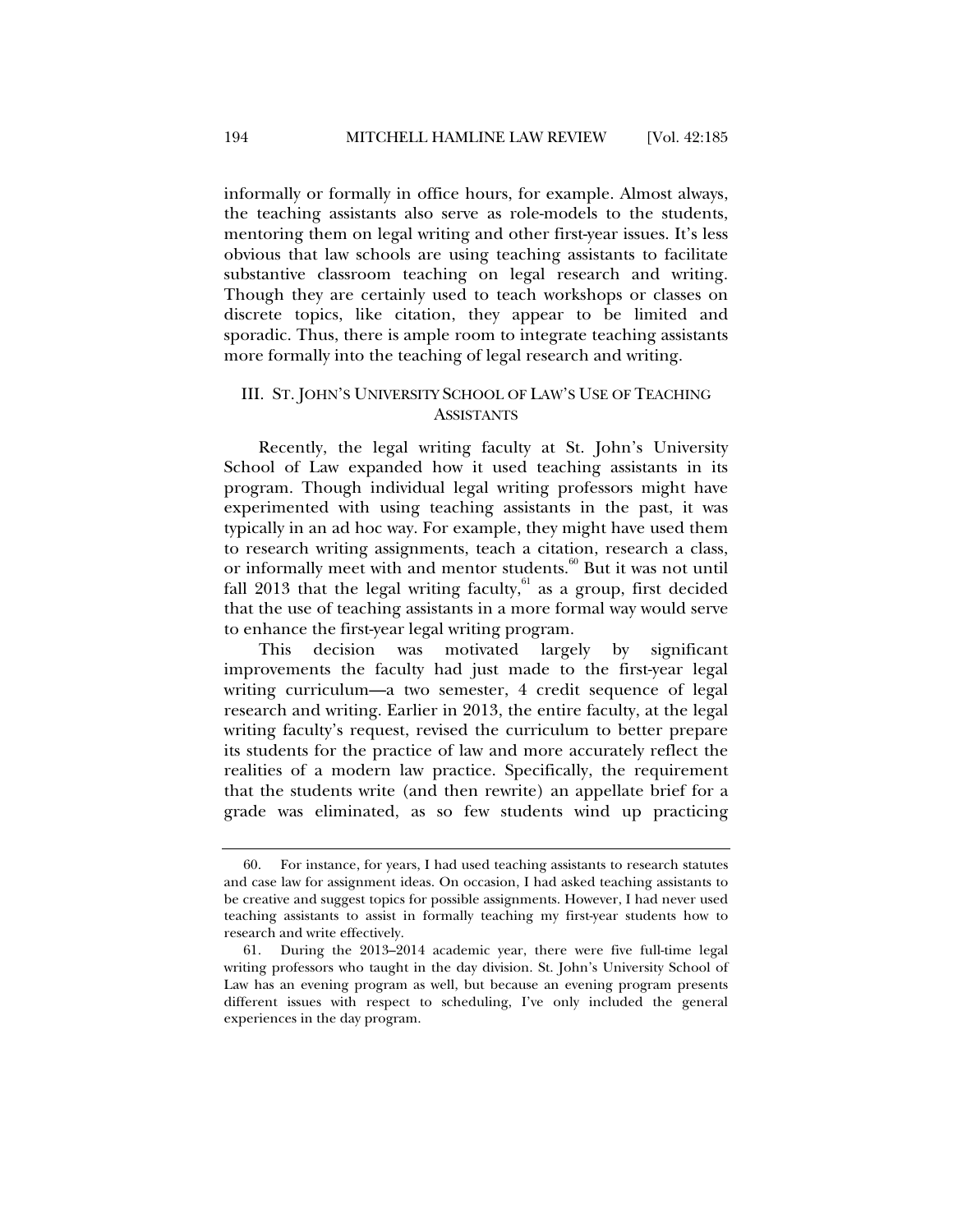informally or formally in office hours, for example. Almost always, the teaching assistants also serve as role-models to the students, mentoring them on legal writing and other first-year issues. It's less obvious that law schools are using teaching assistants to facilitate substantive classroom teaching on legal research and writing. Though they are certainly used to teach workshops or classes on discrete topics, like citation, they appear to be limited and sporadic. Thus, there is ample room to integrate teaching assistants more formally into the teaching of legal research and writing.

## III. ST. JOHN'S UNIVERSITY SCHOOL OF LAW'S USE OF TEACHING ASSISTANTS

Recently, the legal writing faculty at St. John's University School of Law expanded how it used teaching assistants in its program. Though individual legal writing professors might have experimented with using teaching assistants in the past, it was typically in an ad hoc way. For example, they might have used them to research writing assignments, teach a citation, research a class, or informally meet with and mentor students.[60] But it was not until fall 2013 that the legal writing faculty,[61] as a group, first decided that the use of teaching assistants in a more formal way would serve to enhance the first-year legal writing program.

This decision was motivated largely by significant improvements the faculty had just made to the first-year legal writing curriculum—a two semester, 4 credit sequence of legal research and writing. Earlier in 2013, the entire faculty, at the legal writing faculty's request, revised the curriculum to better prepare its students for the practice of law and more accurately reflect the realities of a modern law practice. Specifically, the requirement that the students write (and then rewrite) an appellate brief for a grade was eliminated, as so few students wind up practicing

---

60. For instance, for years, I had used teaching assistants to research statutes and case law for assignment ideas. On occasion, I had asked teaching assistants to be creative and suggest topics for possible assignments. However, I had never used teaching assistants to assist in formally teaching my first-year students how to research and write effectively.

61. During the 2013–2014 academic year, there were five full-time legal writing professors who taught in the day division. St. John's University School of Law has an evening program as well, but because an evening program presents different issues with respect to scheduling, I've only included the general experiences in the day program.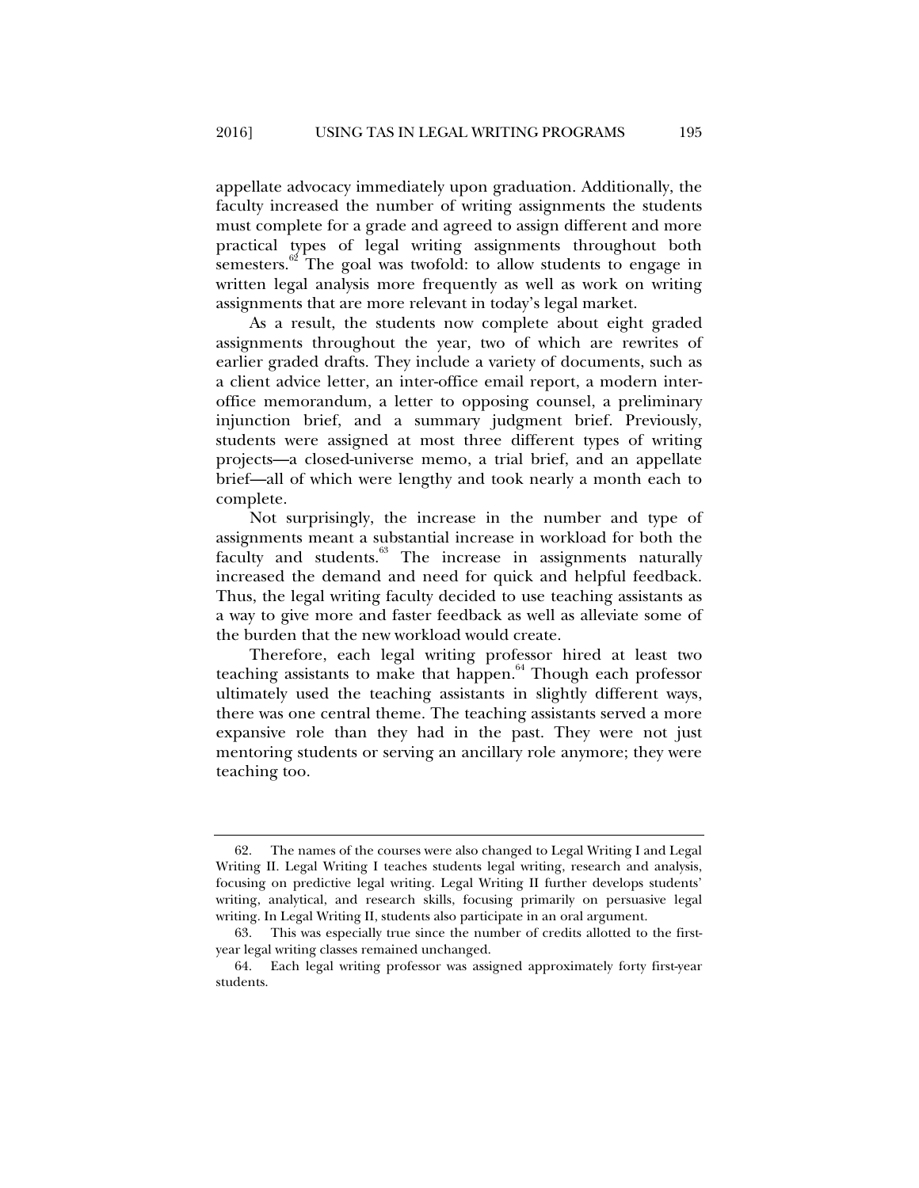appellate advocacy immediately upon graduation. Additionally, the faculty increased the number of writing assignments the students must complete for a grade and agreed to assign different and more practical types of legal writing assignments throughout both semesters.[62] The goal was twofold: to allow students to engage in written legal analysis more frequently as well as work on writing assignments that are more relevant in today's legal market.

As a result, the students now complete about eight graded assignments throughout the year, two of which are rewrites of earlier graded drafts. They include a variety of documents, such as a client advice letter, an inter-office email report, a modern inter-office memorandum, a letter to opposing counsel, a preliminary injunction brief, and a summary judgment brief. Previously, students were assigned at most three different types of writing projects—a closed-universe memo, a trial brief, and an appellate brief—all of which were lengthy and took nearly a month each to complete.

Not surprisingly, the increase in the number and type of assignments meant a substantial increase in workload for both the faculty and students.[63] The increase in assignments naturally increased the demand and need for quick and helpful feedback. Thus, the legal writing faculty decided to use teaching assistants as a way to give more and faster feedback as well as alleviate some of the burden that the new workload would create.

Therefore, each legal writing professor hired at least two teaching assistants to make that happen.[64] Though each professor ultimately used the teaching assistants in slightly different ways, there was one central theme. The teaching assistants served a more expansive role than they had in the past. They were not just mentoring students or serving an ancillary role anymore; they were teaching too.

---

62. The names of the courses were also changed to Legal Writing I and Legal Writing II. Legal Writing I teaches students legal writing, research and analysis, focusing on predictive legal writing. Legal Writing II further develops students' writing, analytical, and research skills, focusing primarily on persuasive legal writing. In Legal Writing II, students also participate in an oral argument.

63. This was especially true since the number of credits allotted to the first-year legal writing classes remained unchanged.

64. Each legal writing professor was assigned approximately forty first-year students.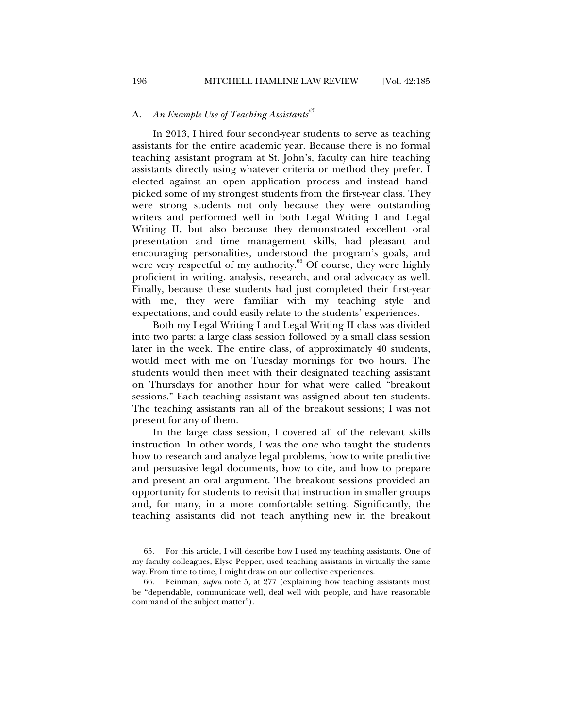### A. *An Example Use of Teaching Assistants*[65]

In 2013, I hired four second-year students to serve as teaching assistants for the entire academic year. Because there is no formal teaching assistant program at St. John's, faculty can hire teaching assistants directly using whatever criteria or method they prefer. I elected against an open application process and instead hand-picked some of my strongest students from the first-year class. They were strong students not only because they were outstanding writers and performed well in both Legal Writing I and Legal Writing II, but also because they demonstrated excellent oral presentation and time management skills, had pleasant and encouraging personalities, understood the program's goals, and were very respectful of my authority.[66] Of course, they were highly proficient in writing, analysis, research, and oral advocacy as well. Finally, because these students had just completed their first-year with me, they were familiar with my teaching style and expectations, and could easily relate to the students' experiences.

Both my Legal Writing I and Legal Writing II class was divided into two parts: a large class session followed by a small class session later in the week. The entire class, of approximately 40 students, would meet with me on Tuesday mornings for two hours. The students would then meet with their designated teaching assistant on Thursdays for another hour for what were called "breakout sessions." Each teaching assistant was assigned about ten students. The teaching assistants ran all of the breakout sessions; I was not present for any of them.

In the large class session, I covered all of the relevant skills instruction. In other words, I was the one who taught the students how to research and analyze legal problems, how to write predictive and persuasive legal documents, how to cite, and how to prepare and present an oral argument. The breakout sessions provided an opportunity for students to revisit that instruction in smaller groups and, for many, in a more comfortable setting. Significantly, the teaching assistants did not teach anything new in the breakout

---

65. For this article, I will describe how I used my teaching assistants. One of my faculty colleagues, Elyse Pepper, used teaching assistants in virtually the same way. From time to time, I might draw on our collective experiences.

66. Feinman, *supra* note 5, at 277 (explaining how teaching assistants must be "dependable, communicate well, deal well with people, and have reasonable command of the subject matter").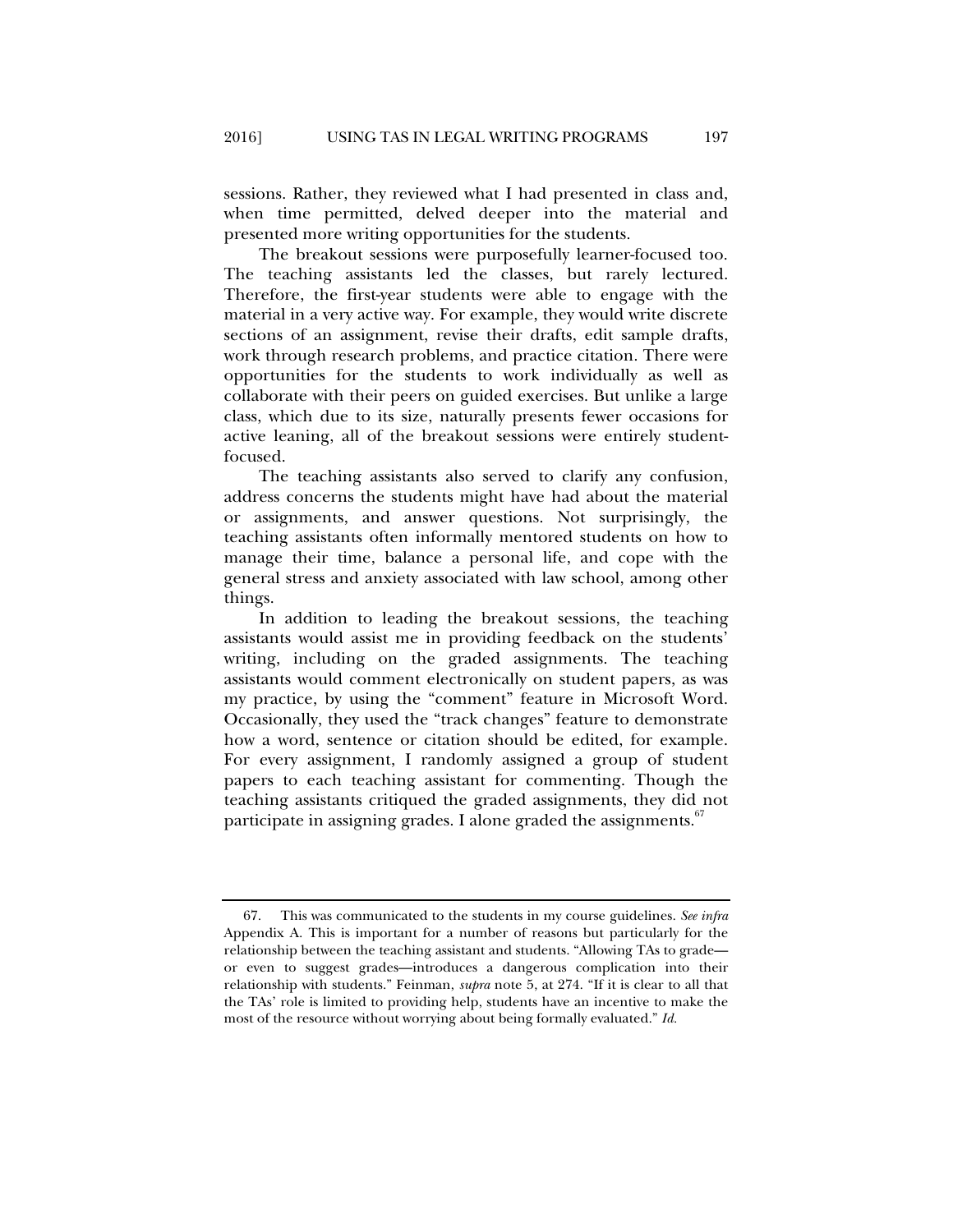sessions. Rather, they reviewed what I had presented in class and, when time permitted, delved deeper into the material and presented more writing opportunities for the students.

The breakout sessions were purposefully learner-focused too. The teaching assistants led the classes, but rarely lectured. Therefore, the first-year students were able to engage with the material in a very active way. For example, they would write discrete sections of an assignment, revise their drafts, edit sample drafts, work through research problems, and practice citation. There were opportunities for the students to work individually as well as collaborate with their peers on guided exercises. But unlike a large class, which due to its size, naturally presents fewer occasions for active leaning, all of the breakout sessions were entirely student-focused.

The teaching assistants also served to clarify any confusion, address concerns the students might have had about the material or assignments, and answer questions. Not surprisingly, the teaching assistants often informally mentored students on how to manage their time, balance a personal life, and cope with the general stress and anxiety associated with law school, among other things.

In addition to leading the breakout sessions, the teaching assistants would assist me in providing feedback on the students' writing, including on the graded assignments. The teaching assistants would comment electronically on student papers, as was my practice, by using the "comment" feature in Microsoft Word. Occasionally, they used the "track changes" feature to demonstrate how a word, sentence or citation should be edited, for example. For every assignment, I randomly assigned a group of student papers to each teaching assistant for commenting. Though the teaching assistants critiqued the graded assignments, they did not participate in assigning grades. I alone graded the assignments.[67]

---

67. This was communicated to the students in my course guidelines. *See infra* Appendix A. This is important for a number of reasons but particularly for the relationship between the teaching assistant and students. "Allowing TAs to grade—or even to suggest grades—introduces a dangerous complication into their relationship with students." Feinman, *supra* note 5, at 274. "If it is clear to all that the TAs' role is limited to providing help, students have an incentive to make the most of the resource without worrying about being formally evaluated." *Id.*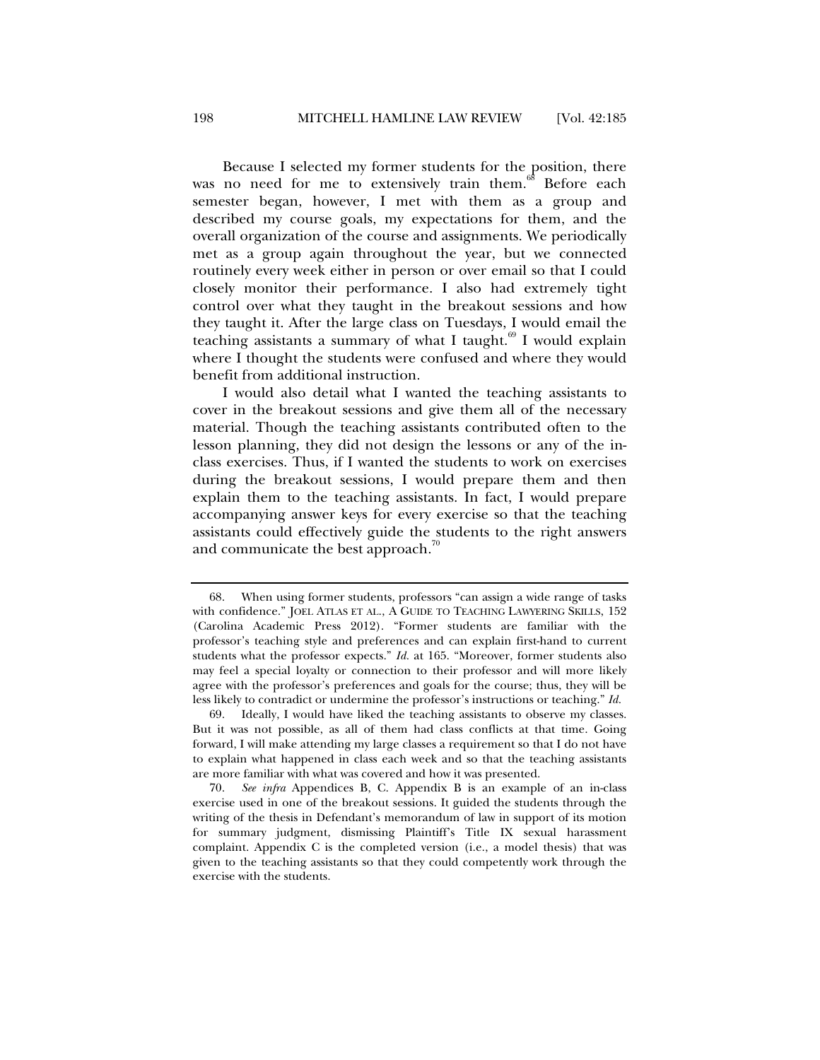Because I selected my former students for the position, there was no need for me to extensively train them.[68] Before each semester began, however, I met with them as a group and described my course goals, my expectations for them, and the overall organization of the course and assignments. We periodically met as a group again throughout the year, but we connected routinely every week either in person or over email so that I could closely monitor their performance. I also had extremely tight control over what they taught in the breakout sessions and how they taught it. After the large class on Tuesdays, I would email the teaching assistants a summary of what I taught.[69] I would explain where I thought the students were confused and where they would benefit from additional instruction.

I would also detail what I wanted the teaching assistants to cover in the breakout sessions and give them all of the necessary material. Though the teaching assistants contributed often to the lesson planning, they did not design the lessons or any of the in-class exercises. Thus, if I wanted the students to work on exercises during the breakout sessions, I would prepare them and then explain them to the teaching assistants. In fact, I would prepare accompanying answer keys for every exercise so that the teaching assistants could effectively guide the students to the right answers and communicate the best approach.[70]

---

68. When using former students, professors "can assign a wide range of tasks with confidence." JOEL ATLAS ET AL., A GUIDE TO TEACHING LAWYERING SKILLS, 152 (Carolina Academic Press 2012). "Former students are familiar with the professor's teaching style and preferences and can explain first-hand to current students what the professor expects." *Id.* at 165. "Moreover, former students also may feel a special loyalty or connection to their professor and will more likely agree with the professor's preferences and goals for the course; thus, they will be less likely to contradict or undermine the professor's instructions or teaching." *Id.*

69. Ideally, I would have liked the teaching assistants to observe my classes. But it was not possible, as all of them had class conflicts at that time. Going forward, I will make attending my large classes a requirement so that I do not have to explain what happened in class each week and so that the teaching assistants are more familiar with what was covered and how it was presented.

70. *See infra* Appendices B, C. Appendix B is an example of an in-class exercise used in one of the breakout sessions. It guided the students through the writing of the thesis in Defendant's memorandum of law in support of its motion for summary judgment, dismissing Plaintiff's Title IX sexual harassment complaint. Appendix C is the completed version (i.e., a model thesis) that was given to the teaching assistants so that they could competently work through the exercise with the students.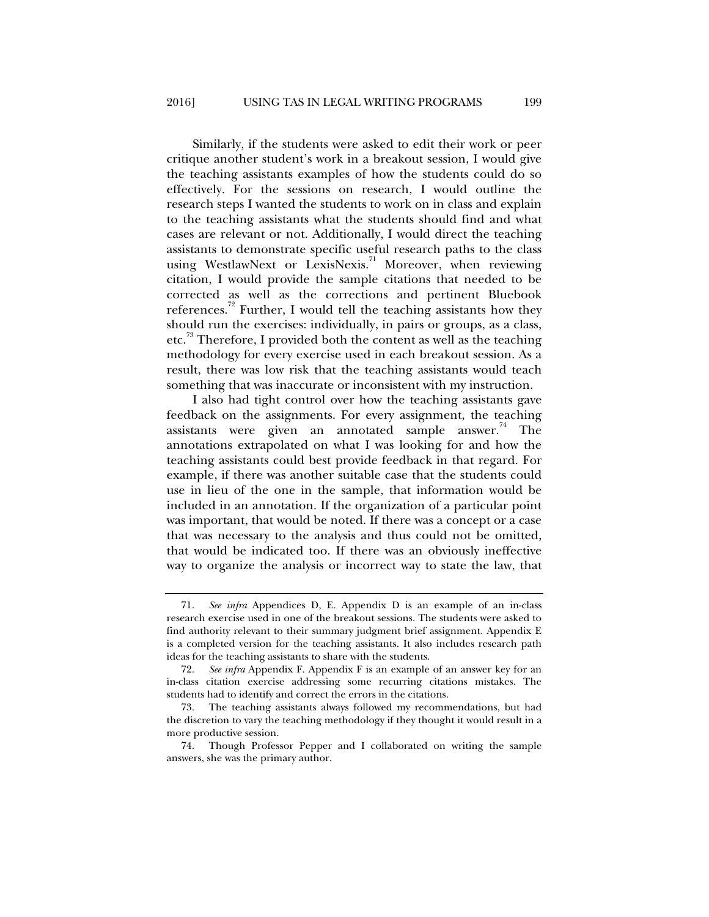Similarly, if the students were asked to edit their work or peer critique another student's work in a breakout session, I would give the teaching assistants examples of how the students could do so effectively. For the sessions on research, I would outline the research steps I wanted the students to work on in class and explain to the teaching assistants what the students should find and what cases are relevant or not. Additionally, I would direct the teaching assistants to demonstrate specific useful research paths to the class using WestlawNext or LexisNexis.[71] Moreover, when reviewing citation, I would provide the sample citations that needed to be corrected as well as the corrections and pertinent Bluebook references.[72] Further, I would tell the teaching assistants how they should run the exercises: individually, in pairs or groups, as a class, etc.[73] Therefore, I provided both the content as well as the teaching methodology for every exercise used in each breakout session. As a result, there was low risk that the teaching assistants would teach something that was inaccurate or inconsistent with my instruction.

I also had tight control over how the teaching assistants gave feedback on the assignments. For every assignment, the teaching assistants were given an annotated sample answer.[74] The annotations extrapolated on what I was looking for and how the teaching assistants could best provide feedback in that regard. For example, if there was another suitable case that the students could use in lieu of the one in the sample, that information would be included in an annotation. If the organization of a particular point was important, that would be noted. If there was a concept or a case that was necessary to the analysis and thus could not be omitted, that would be indicated too. If there was an obviously ineffective way to organize the analysis or incorrect way to state the law, that

---

71. *See infra* Appendices D, E. Appendix D is an example of an in-class research exercise used in one of the breakout sessions. The students were asked to find authority relevant to their summary judgment brief assignment. Appendix E is a completed version for the teaching assistants. It also includes research path ideas for the teaching assistants to share with the students.

72. *See infra* Appendix F. Appendix F is an example of an answer key for an in-class citation exercise addressing some recurring citations mistakes. The students had to identify and correct the errors in the citations.

73. The teaching assistants always followed my recommendations, but had the discretion to vary the teaching methodology if they thought it would result in a more productive session.

74. Though Professor Pepper and I collaborated on writing the sample answers, she was the primary author.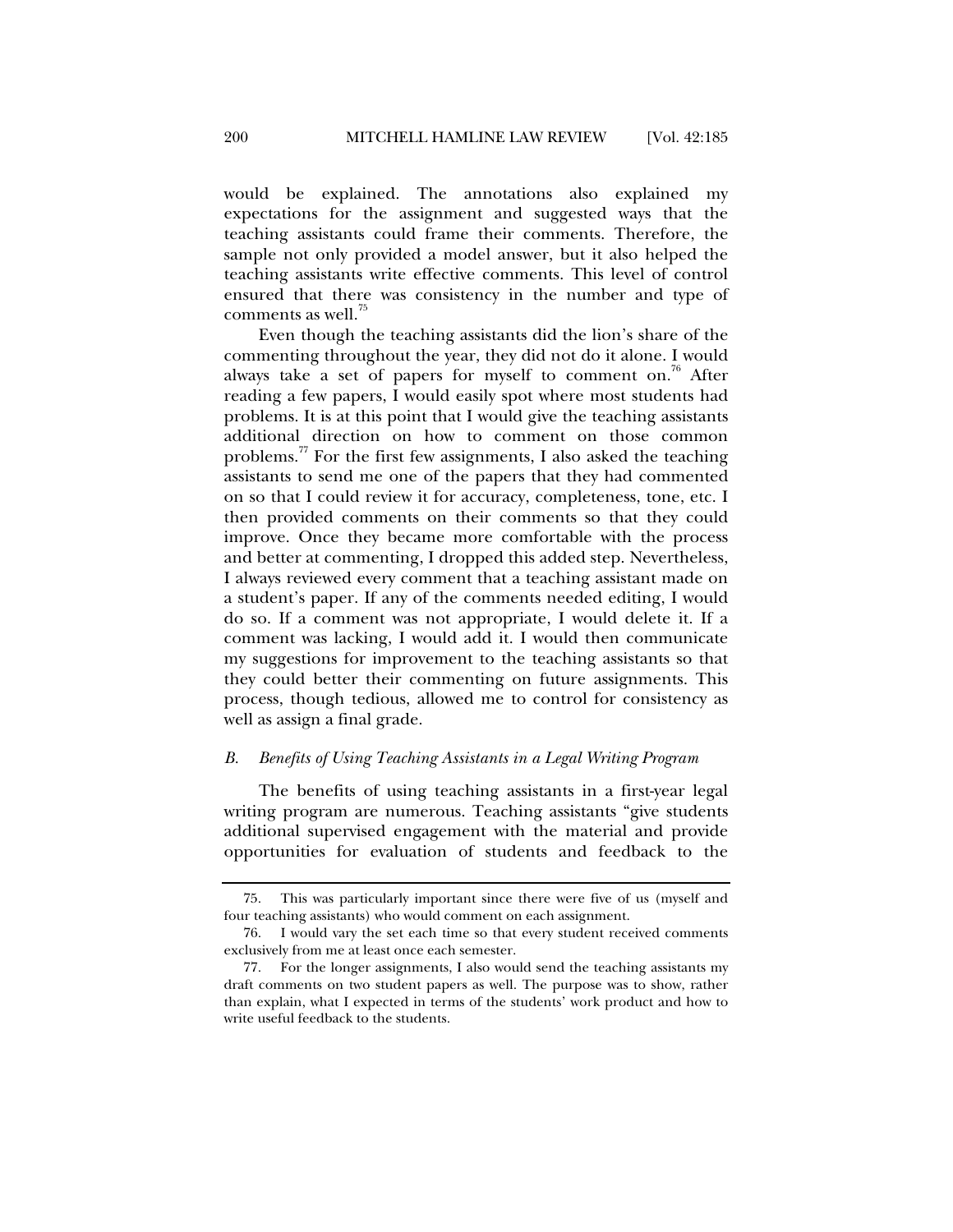would be explained. The annotations also explained my expectations for the assignment and suggested ways that the teaching assistants could frame their comments. Therefore, the sample not only provided a model answer, but it also helped the teaching assistants write effective comments. This level of control ensured that there was consistency in the number and type of comments as well.[75]

Even though the teaching assistants did the lion's share of the commenting throughout the year, they did not do it alone. I would always take a set of papers for myself to comment on.[76] After reading a few papers, I would easily spot where most students had problems. It is at this point that I would give the teaching assistants additional direction on how to comment on those common problems.[77] For the first few assignments, I also asked the teaching assistants to send me one of the papers that they had commented on so that I could review it for accuracy, completeness, tone, etc. I then provided comments on their comments so that they could improve. Once they became more comfortable with the process and better at commenting, I dropped this added step. Nevertheless, I always reviewed every comment that a teaching assistant made on a student's paper. If any of the comments needed editing, I would do so. If a comment was not appropriate, I would delete it. If a comment was lacking, I would add it. I would then communicate my suggestions for improvement to the teaching assistants so that they could better their commenting on future assignments. This process, though tedious, allowed me to control for consistency as well as assign a final grade.

### *B. Benefits of Using Teaching Assistants in a Legal Writing Program*

The benefits of using teaching assistants in a first-year legal writing program are numerous. Teaching assistants "give students additional supervised engagement with the material and provide opportunities for evaluation of students and feedback to the

---

75. This was particularly important since there were five of us (myself and four teaching assistants) who would comment on each assignment.

76. I would vary the set each time so that every student received comments exclusively from me at least once each semester.

77. For the longer assignments, I also would send the teaching assistants my draft comments on two student papers as well. The purpose was to show, rather than explain, what I expected in terms of the students' work product and how to write useful feedback to the students.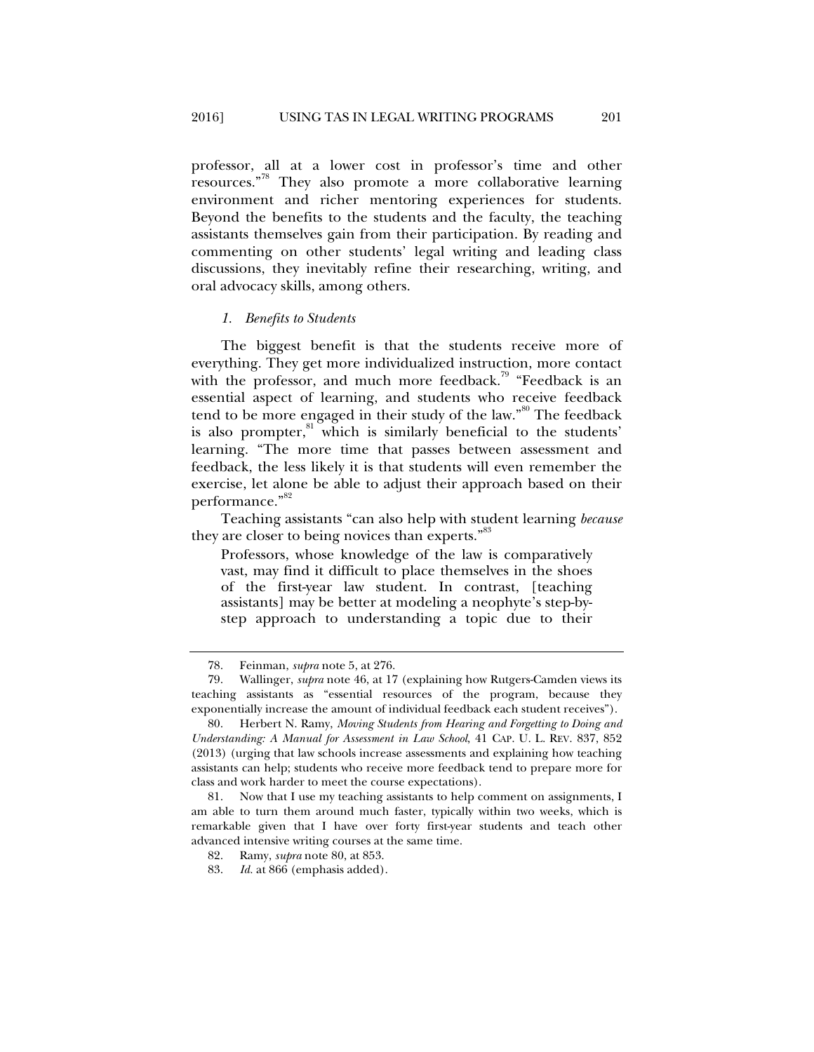professor, all at a lower cost in professor's time and other resources."[78] They also promote a more collaborative learning environment and richer mentoring experiences for students. Beyond the benefits to the students and the faculty, the teaching assistants themselves gain from their participation. By reading and commenting on other students' legal writing and leading class discussions, they inevitably refine their researching, writing, and oral advocacy skills, among others.

### *1. Benefits to Students*

The biggest benefit is that the students receive more of everything. They get more individualized instruction, more contact with the professor, and much more feedback.[79] "Feedback is an essential aspect of learning, and students who receive feedback tend to be more engaged in their study of the law."[80] The feedback is also prompter,[81] which is similarly beneficial to the students' learning. "The more time that passes between assessment and feedback, the less likely it is that students will even remember the exercise, let alone be able to adjust their approach based on their performance."[82]

Teaching assistants "can also help with student learning *because* they are closer to being novices than experts."[83]

> Professors, whose knowledge of the law is comparatively vast, may find it difficult to place themselves in the shoes of the first-year law student. In contrast, [teaching assistants] may be better at modeling a neophyte's step-by-step approach to understanding a topic due to their

---

78. Feinman, *supra* note 5, at 276.

79. Wallinger, *supra* note 46, at 17 (explaining how Rutgers-Camden views its teaching assistants as "essential resources of the program, because they exponentially increase the amount of individual feedback each student receives").

80. Herbert N. Ramy, *Moving Students from Hearing and Forgetting to Doing and Understanding: A Manual for Assessment in Law School*, 41 CAP. U. L. REV. 837, 852 (2013) (urging that law schools increase assessments and explaining how teaching assistants can help; students who receive more feedback tend to prepare more for class and work harder to meet the course expectations).

81. Now that I use my teaching assistants to help comment on assignments, I am able to turn them around much faster, typically within two weeks, which is remarkable given that I have over forty first-year students and teach other advanced intensive writing courses at the same time.

82. Ramy, *supra* note 80, at 853.

83. *Id.* at 866 (emphasis added).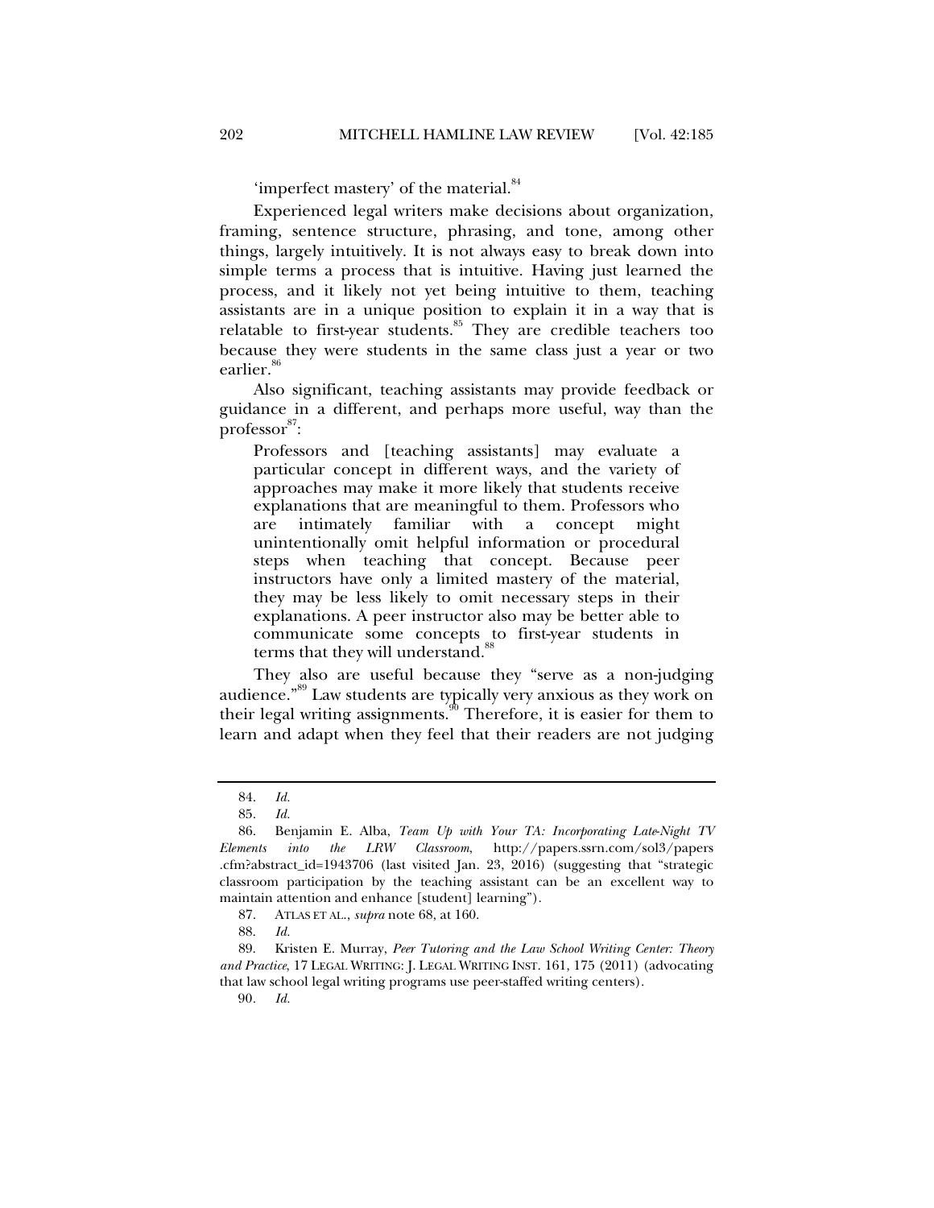'imperfect mastery' of the material.[84]

Experienced legal writers make decisions about organization, framing, sentence structure, phrasing, and tone, among other things, largely intuitively. It is not always easy to break down into simple terms a process that is intuitive. Having just learned the process, and it likely not yet being intuitive to them, teaching assistants are in a unique position to explain it in a way that is relatable to first-year students.[85] They are credible teachers too because they were students in the same class just a year or two earlier.[86]

Also significant, teaching assistants may provide feedback or guidance in a different, and perhaps more useful, way than the professor[87]:

> Professors and [teaching assistants] may evaluate a particular concept in different ways, and the variety of approaches may make it more likely that students receive explanations that are meaningful to them. Professors who are intimately familiar with a concept might unintentionally omit helpful information or procedural steps when teaching that concept. Because peer instructors have only a limited mastery of the material, they may be less likely to omit necessary steps in their explanations. A peer instructor also may be better able to communicate some concepts to first-year students in terms that they will understand.[88]

They also are useful because they "serve as a non-judging audience."[89] Law students are typically very anxious as they work on their legal writing assignments.[90] Therefore, it is easier for them to learn and adapt when they feel that their readers are not judging

---

84. *Id.*

85. *Id.*

86. Benjamin E. Alba, *Team Up with Your TA: Incorporating Late-Night TV Elements into the LRW Classroom*, http://papers.ssrn.com/sol3/papers.cfm?abstract_id=1943706 (last visited Jan. 23, 2016) (suggesting that "strategic classroom participation by the teaching assistant can be an excellent way to maintain attention and enhance [student] learning").

87. ATLAS ET AL., *supra* note 68, at 160.

88. *Id.*

89. Kristen E. Murray, *Peer Tutoring and the Law School Writing Center: Theory and Practice*, 17 LEGAL WRITING: J. LEGAL WRITING INST. 161, 175 (2011) (advocating that law school legal writing programs use peer-staffed writing centers).

90. *Id.*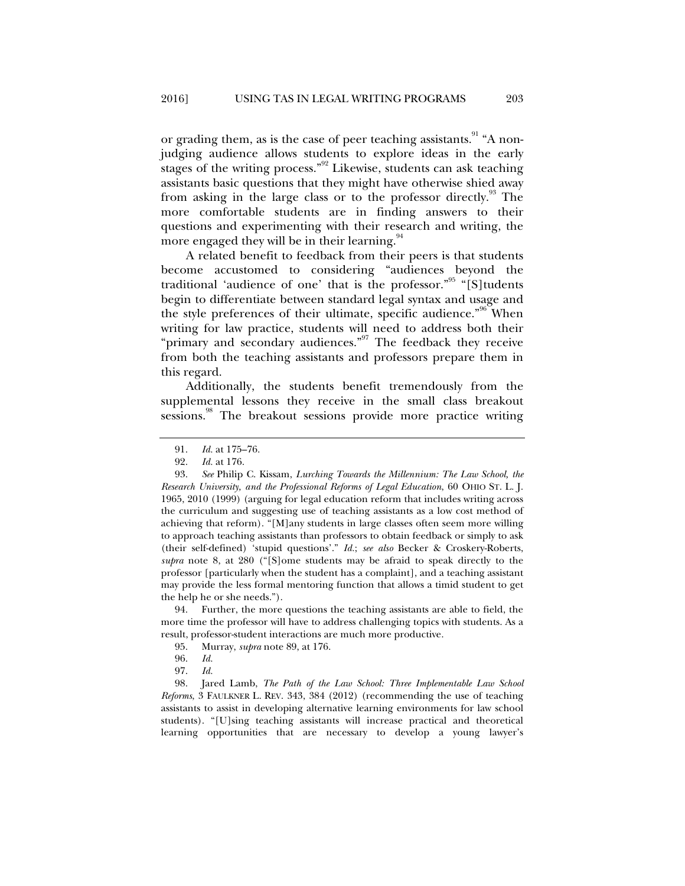or grading them, as is the case of peer teaching assistants.[91] "A non-judging audience allows students to explore ideas in the early stages of the writing process."[92] Likewise, students can ask teaching assistants basic questions that they might have otherwise shied away from asking in the large class or to the professor directly.[93] The more comfortable students are in finding answers to their questions and experimenting with their research and writing, the more engaged they will be in their learning.[94]

A related benefit to feedback from their peers is that students become accustomed to considering "audiences beyond the traditional 'audience of one' that is the professor."[95] "[S]tudents begin to differentiate between standard legal syntax and usage and the style preferences of their ultimate, specific audience."[96] When writing for law practice, students will need to address both their "primary and secondary audiences."[97] The feedback they receive from both the teaching assistants and professors prepare them in this regard.

Additionally, the students benefit tremendously from the supplemental lessons they receive in the small class breakout sessions.[98] The breakout sessions provide more practice writing

---

91. *Id.* at 175–76.

92. *Id.* at 176.

93. *See* Philip C. Kissam, *Lurching Towards the Millennium: The Law School, the Research University, and the Professional Reforms of Legal Education*, 60 OHIO ST. L. J. 1965, 2010 (1999) (arguing for legal education reform that includes writing across the curriculum and suggesting use of teaching assistants as a low cost method of achieving that reform). "[M]any students in large classes often seem more willing to approach teaching assistants than professors to obtain feedback or simply to ask (their self-defined) 'stupid questions'." *Id.*; *see also* Becker & Croskery-Roberts, *supra* note 8, at 280 ("[S]ome students may be afraid to speak directly to the professor [particularly when the student has a complaint], and a teaching assistant may provide the less formal mentoring function that allows a timid student to get the help he or she needs.").

94. Further, the more questions the teaching assistants are able to field, the more time the professor will have to address challenging topics with students. As a result, professor-student interactions are much more productive.

95. Murray, *supra* note 89, at 176.

96. *Id.*

97. *Id.*

98. Jared Lamb, *The Path of the Law School: Three Implementable Law School Reforms*, 3 FAULKNER L. REV. 343, 384 (2012) (recommending the use of teaching assistants to assist in developing alternative learning environments for law school students). "[U]sing teaching assistants will increase practical and theoretical learning opportunities that are necessary to develop a young lawyer's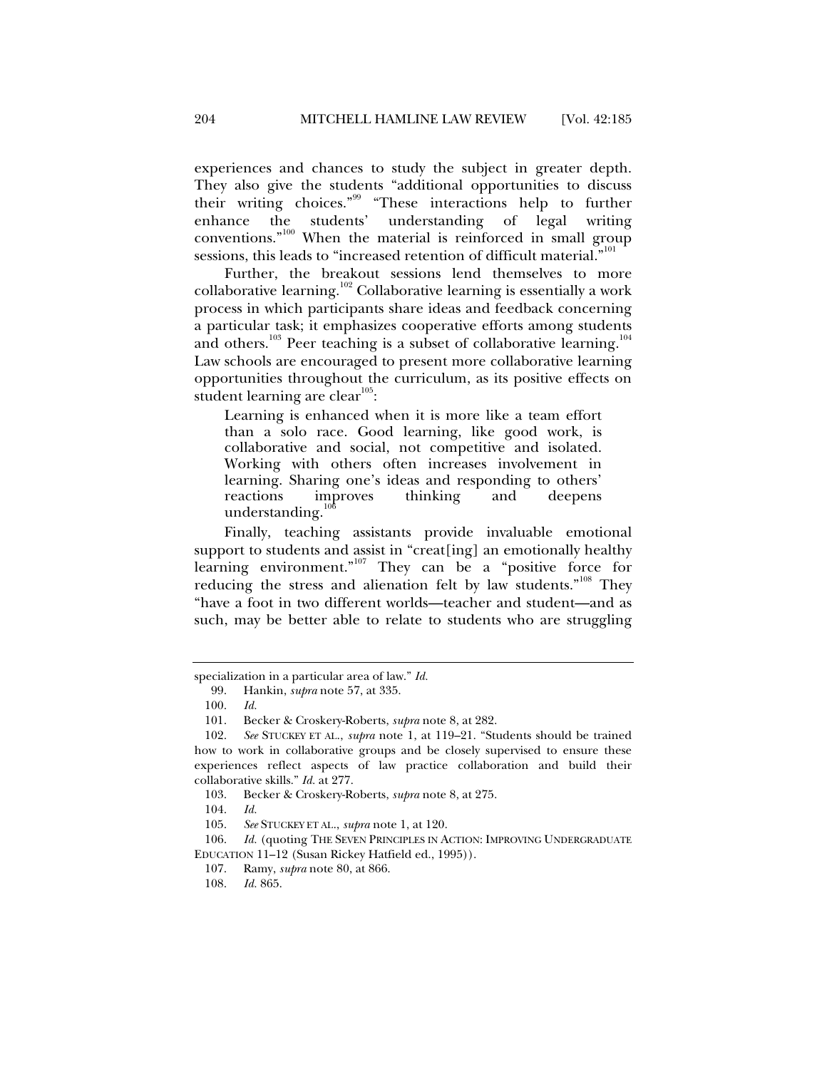experiences and chances to study the subject in greater depth. They also give the students "additional opportunities to discuss their writing choices."[99] "These interactions help to further enhance the students' understanding of legal writing conventions."[100] When the material is reinforced in small group sessions, this leads to "increased retention of difficult material."[101]

Further, the breakout sessions lend themselves to more collaborative learning.[102] Collaborative learning is essentially a work process in which participants share ideas and feedback concerning a particular task; it emphasizes cooperative efforts among students and others.[103] Peer teaching is a subset of collaborative learning.[104] Law schools are encouraged to present more collaborative learning opportunities throughout the curriculum, as its positive effects on student learning are clear[105]:

> Learning is enhanced when it is more like a team effort than a solo race. Good learning, like good work, is collaborative and social, not competitive and isolated. Working with others often increases involvement in learning. Sharing one's ideas and responding to others' reactions improves thinking and deepens understanding.[106]

Finally, teaching assistants provide invaluable emotional support to students and assist in "creat[ing] an emotionally healthy learning environment."[107] They can be a "positive force for reducing the stress and alienation felt by law students."[108] They "have a foot in two different worlds—teacher and student—and as such, may be better able to relate to students who are struggling

---

specialization in a particular area of law." *Id.*

99. Hankin, *supra* note 57, at 335.

100. *Id.*

101. Becker & Croskery-Roberts, *supra* note 8, at 282.

102. *See* STUCKEY ET AL., *supra* note 1, at 119–21. "Students should be trained how to work in collaborative groups and be closely supervised to ensure these experiences reflect aspects of law practice collaboration and build their collaborative skills." *Id.* at 277.

103. Becker & Croskery-Roberts, *supra* note 8, at 275.

104. *Id.*

105. *See* STUCKEY ET AL., *supra* note 1, at 120.

106. *Id.* (quoting THE SEVEN PRINCIPLES IN ACTION: IMPROVING UNDERGRADUATE EDUCATION 11–12 (Susan Rickey Hatfield ed., 1995)).

107. Ramy, *supra* note 80, at 866.

108. *Id.* 865.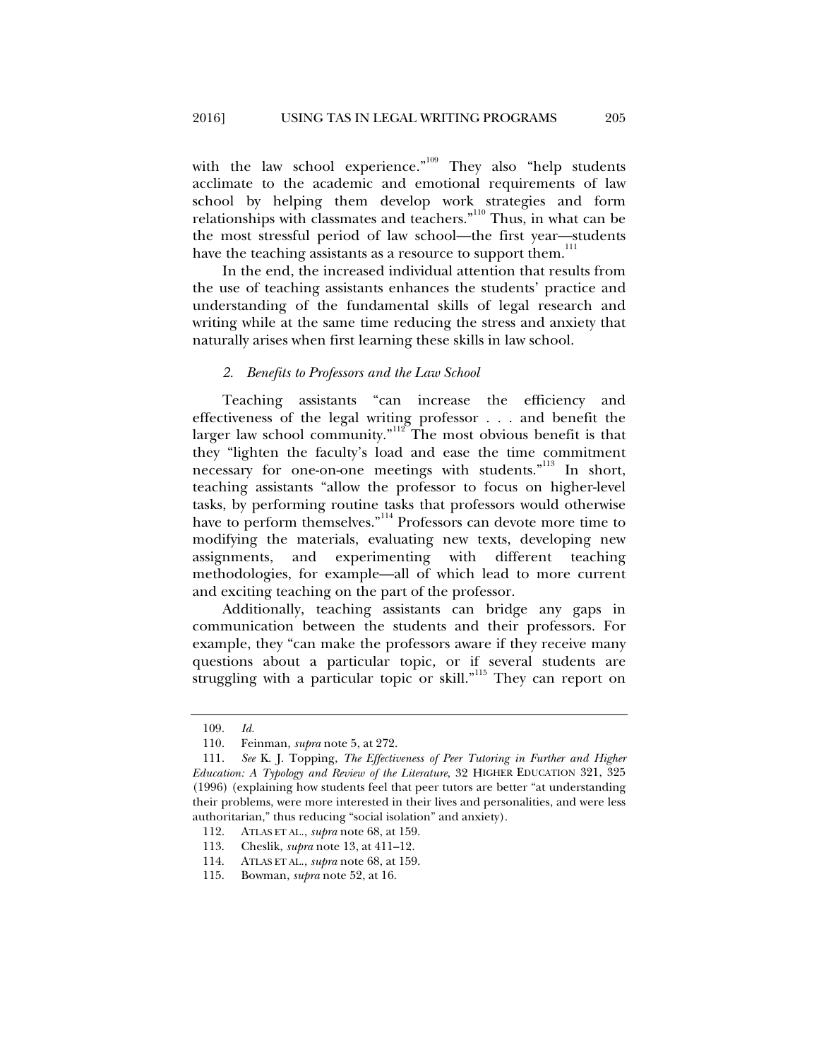with the law school experience."[109] They also "help students acclimate to the academic and emotional requirements of law school by helping them develop work strategies and form relationships with classmates and teachers."[110] Thus, in what can be the most stressful period of law school—the first year—students have the teaching assistants as a resource to support them.[111]

In the end, the increased individual attention that results from the use of teaching assistants enhances the students' practice and understanding of the fundamental skills of legal research and writing while at the same time reducing the stress and anxiety that naturally arises when first learning these skills in law school.

### *2. Benefits to Professors and the Law School*

Teaching assistants "can increase the efficiency and effectiveness of the legal writing professor . . . and benefit the larger law school community."[112] The most obvious benefit is that they "lighten the faculty's load and ease the time commitment necessary for one-on-one meetings with students."[113] In short, teaching assistants "allow the professor to focus on higher-level tasks, by performing routine tasks that professors would otherwise have to perform themselves."[114] Professors can devote more time to modifying the materials, evaluating new texts, developing new assignments, and experimenting with different teaching methodologies, for example—all of which lead to more current and exciting teaching on the part of the professor.

Additionally, teaching assistants can bridge any gaps in communication between the students and their professors. For example, they "can make the professors aware if they receive many questions about a particular topic, or if several students are struggling with a particular topic or skill."[115] They can report on

---

109. *Id.*

110. Feinman, *supra* note 5, at 272.

111. *See* K. J. Topping, *The Effectiveness of Peer Tutoring in Further and Higher Education: A Typology and Review of the Literature*, 32 HIGHER EDUCATION 321, 325 (1996) (explaining how students feel that peer tutors are better "at understanding their problems, were more interested in their lives and personalities, and were less authoritarian," thus reducing "social isolation" and anxiety).

112. ATLAS ET AL., *supra* note 68, at 159.

113. Cheslik, *supra* note 13, at 411–12.

114. ATLAS ET AL., *supra* note 68, at 159.

115. Bowman, *supra* note 52, at 16.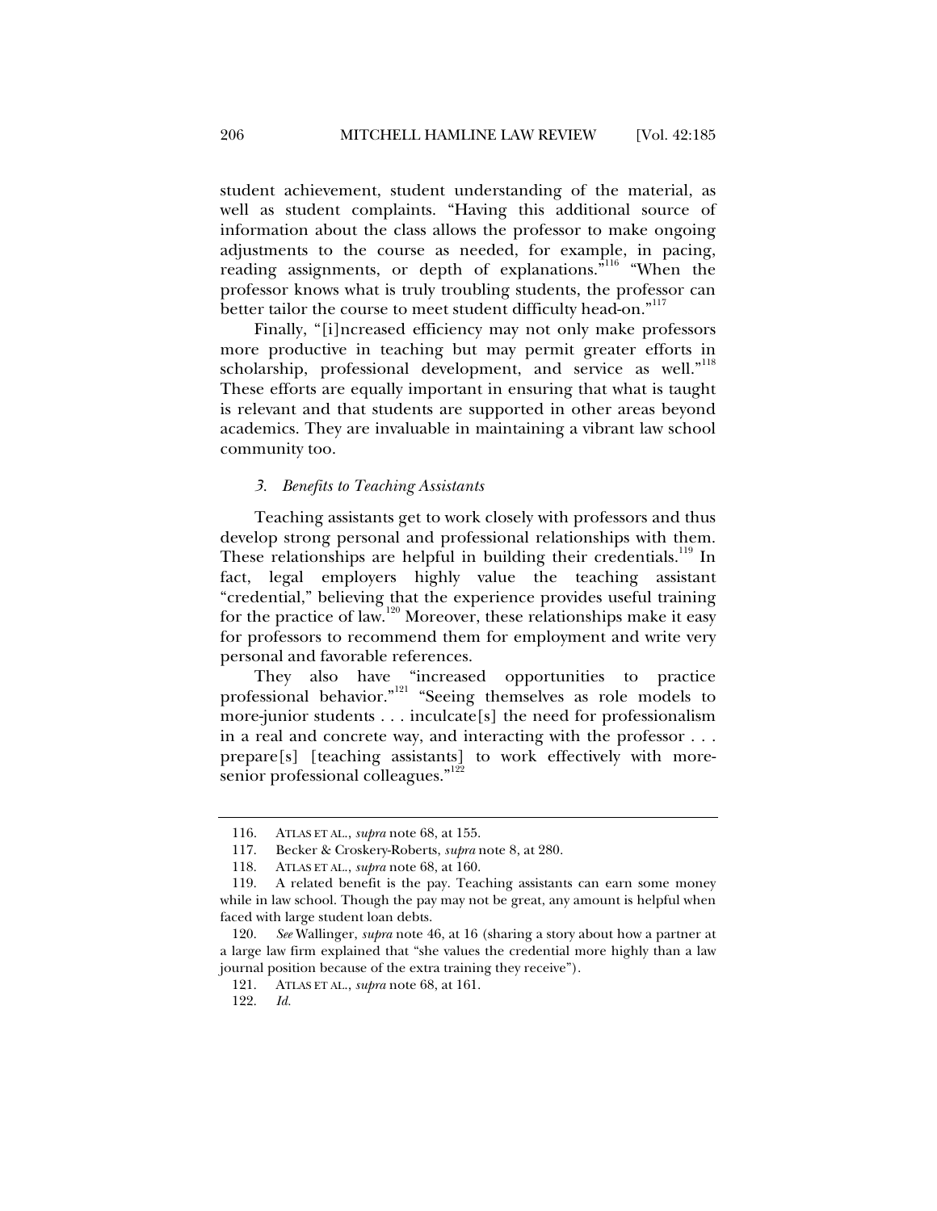student achievement, student understanding of the material, as well as student complaints. "Having this additional source of information about the class allows the professor to make ongoing adjustments to the course as needed, for example, in pacing, reading assignments, or depth of explanations."[116] "When the professor knows what is truly troubling students, the professor can better tailor the course to meet student difficulty head-on."[117]

Finally, "[i]ncreased efficiency may not only make professors more productive in teaching but may permit greater efforts in scholarship, professional development, and service as well."[118] These efforts are equally important in ensuring that what is taught is relevant and that students are supported in other areas beyond academics. They are invaluable in maintaining a vibrant law school community too.

### *3. Benefits to Teaching Assistants*

Teaching assistants get to work closely with professors and thus develop strong personal and professional relationships with them. These relationships are helpful in building their credentials.[119] In fact, legal employers highly value the teaching assistant "credential," believing that the experience provides useful training for the practice of law.[120] Moreover, these relationships make it easy for professors to recommend them for employment and write very personal and favorable references.

They also have "increased opportunities to practice professional behavior."[121] "Seeing themselves as role models to more-junior students . . . inculcate[s] the need for professionalism in a real and concrete way, and interacting with the professor . . . prepare[s] [teaching assistants] to work effectively with more-senior professional colleagues."[122]

---

116. ATLAS ET AL., *supra* note 68, at 155.

117. Becker & Croskery-Roberts, *supra* note 8, at 280.

118. ATLAS ET AL., *supra* note 68, at 160.

119. A related benefit is the pay. Teaching assistants can earn some money while in law school. Though the pay may not be great, any amount is helpful when faced with large student loan debts.

120. *See* Wallinger, *supra* note 46, at 16 (sharing a story about how a partner at a large law firm explained that "she values the credential more highly than a law journal position because of the extra training they receive").

121. ATLAS ET AL., *supra* note 68, at 161.

122. *Id.*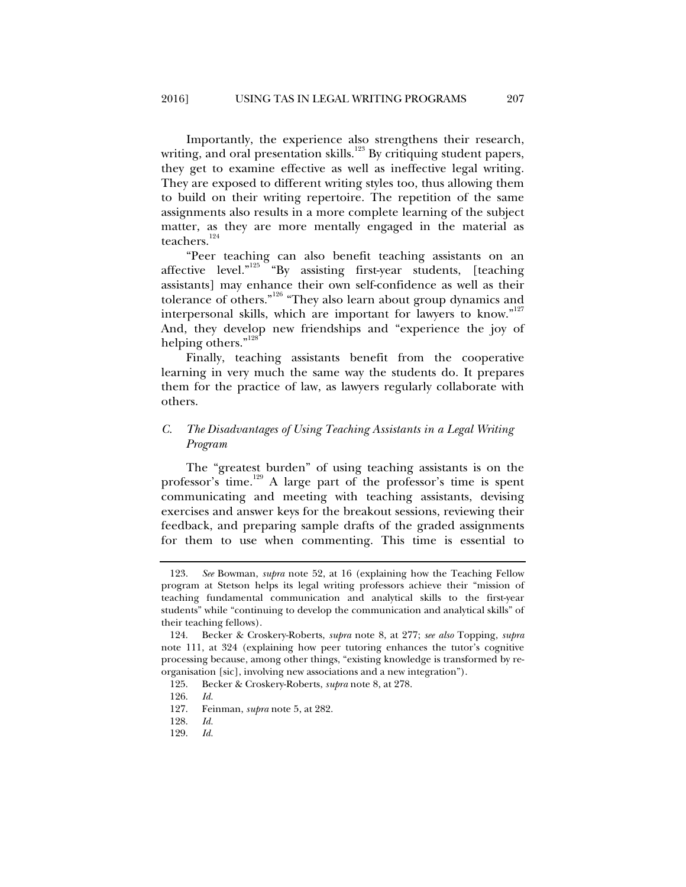Importantly, the experience also strengthens their research, writing, and oral presentation skills.[123] By critiquing student papers, they get to examine effective as well as ineffective legal writing. They are exposed to different writing styles too, thus allowing them to build on their writing repertoire. The repetition of the same assignments also results in a more complete learning of the subject matter, as they are more mentally engaged in the material as teachers.[124]

"Peer teaching can also benefit teaching assistants on an affective level."[125] "By assisting first-year students, [teaching assistants] may enhance their own self-confidence as well as their tolerance of others."[126] "They also learn about group dynamics and interpersonal skills, which are important for lawyers to know."[127] And, they develop new friendships and "experience the joy of helping others."[128]

Finally, teaching assistants benefit from the cooperative learning in very much the same way the students do. It prepares them for the practice of law, as lawyers regularly collaborate with others.

### *C. The Disadvantages of Using Teaching Assistants in a Legal Writing Program*

The "greatest burden" of using teaching assistants is on the professor's time.[129] A large part of the professor's time is spent communicating and meeting with teaching assistants, devising exercises and answer keys for the breakout sessions, reviewing their feedback, and preparing sample drafts of the graded assignments for them to use when commenting. This time is essential to

---

123. *See* Bowman, *supra* note 52, at 16 (explaining how the Teaching Fellow program at Stetson helps its legal writing professors achieve their "mission of teaching fundamental communication and analytical skills to the first-year students" while "continuing to develop the communication and analytical skills" of their teaching fellows).

124. Becker & Croskery-Roberts, *supra* note 8, at 277; *see also* Topping, *supra* note 111, at 324 (explaining how peer tutoring enhances the tutor's cognitive processing because, among other things, "existing knowledge is transformed by re-organisation [sic], involving new associations and a new integration").

125. Becker & Croskery-Roberts, *supra* note 8, at 278.

126. *Id.*

127. Feinman, *supra* note 5, at 282.

128. *Id.*

129. *Id.*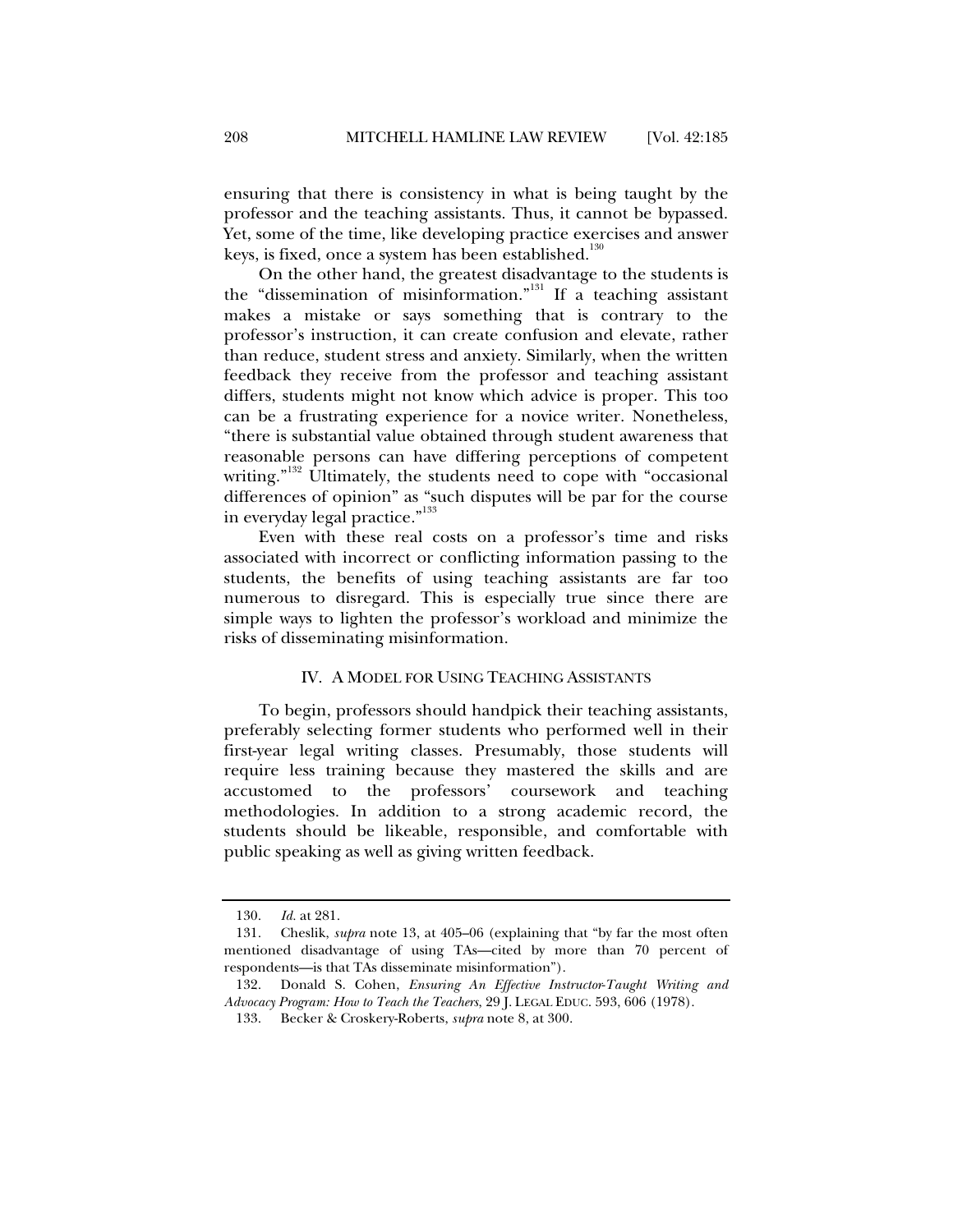ensuring that there is consistency in what is being taught by the professor and the teaching assistants. Thus, it cannot be bypassed. Yet, some of the time, like developing practice exercises and answer keys, is fixed, once a system has been established.[130]

On the other hand, the greatest disadvantage to the students is the "dissemination of misinformation."[131] If a teaching assistant makes a mistake or says something that is contrary to the professor's instruction, it can create confusion and elevate, rather than reduce, student stress and anxiety. Similarly, when the written feedback they receive from the professor and teaching assistant differs, students might not know which advice is proper. This too can be a frustrating experience for a novice writer. Nonetheless, "there is substantial value obtained through student awareness that reasonable persons can have differing perceptions of competent writing."[132] Ultimately, the students need to cope with "occasional differences of opinion" as "such disputes will be par for the course in everyday legal practice."[133]

Even with these real costs on a professor's time and risks associated with incorrect or conflicting information passing to the students, the benefits of using teaching assistants are far too numerous to disregard. This is especially true since there are simple ways to lighten the professor's workload and minimize the risks of disseminating misinformation.

## IV. A MODEL FOR USING TEACHING ASSISTANTS

To begin, professors should handpick their teaching assistants, preferably selecting former students who performed well in their first-year legal writing classes. Presumably, those students will require less training because they mastered the skills and are accustomed to the professors' coursework and teaching methodologies. In addition to a strong academic record, the students should be likeable, responsible, and comfortable with public speaking as well as giving written feedback.

---

130. *Id.* at 281.

131. Cheslik, *supra* note 13, at 405–06 (explaining that "by far the most often mentioned disadvantage of using TAs—cited by more than 70 percent of respondents—is that TAs disseminate misinformation").

132. Donald S. Cohen, *Ensuring An Effective Instructor-Taught Writing and Advocacy Program: How to Teach the Teachers*, 29 J. LEGAL EDUC. 593, 606 (1978).

133. Becker & Croskery-Roberts, *supra* note 8, at 300.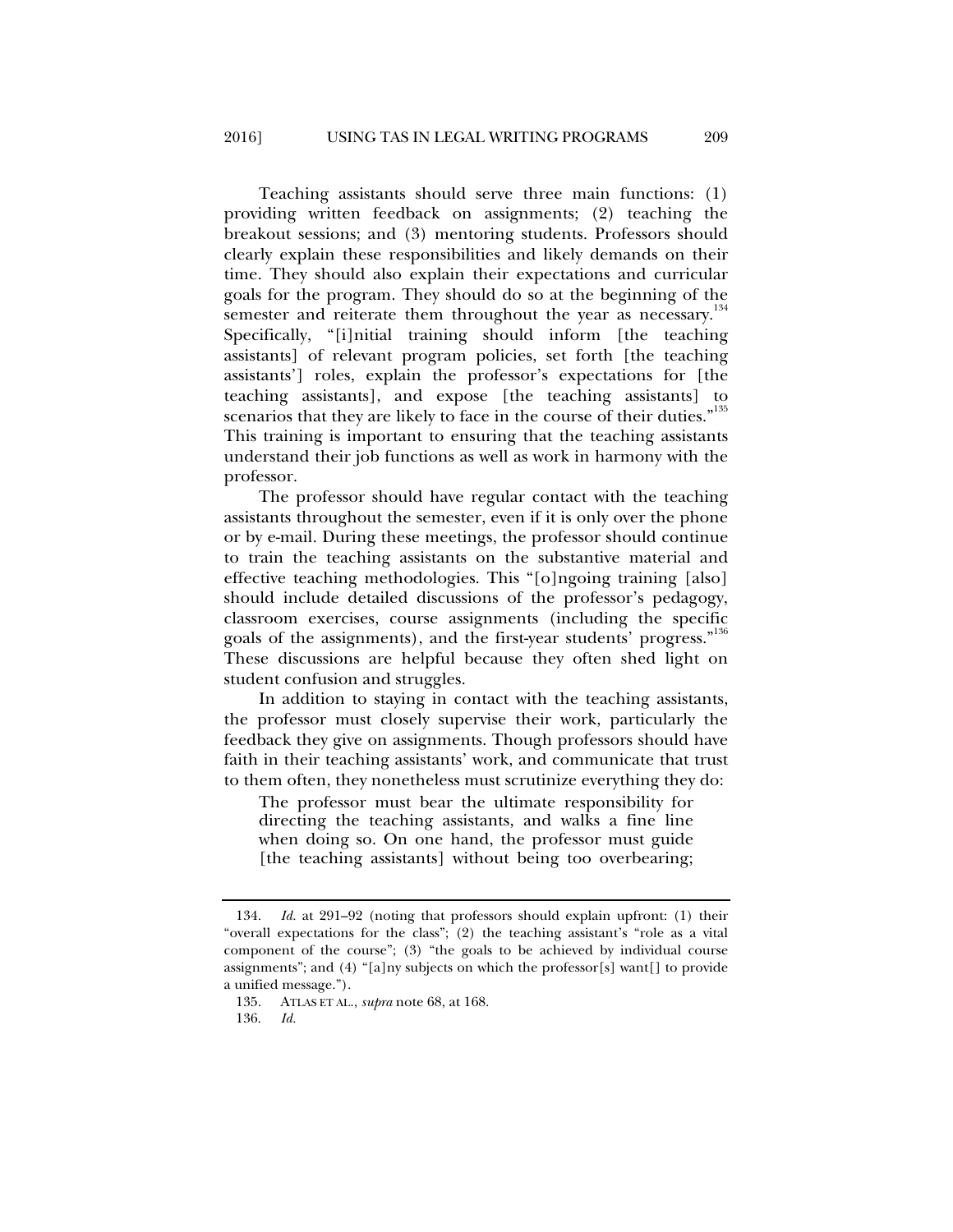Teaching assistants should serve three main functions: (1) providing written feedback on assignments; (2) teaching the breakout sessions; and (3) mentoring students. Professors should clearly explain these responsibilities and likely demands on their time. They should also explain their expectations and curricular goals for the program. They should do so at the beginning of the semester and reiterate them throughout the year as necessary.[134] Specifically, "[i]nitial training should inform [the teaching assistants] of relevant program policies, set forth [the teaching assistants'] roles, explain the professor's expectations for [the teaching assistants], and expose [the teaching assistants] to scenarios that they are likely to face in the course of their duties."[135] This training is important to ensuring that the teaching assistants understand their job functions as well as work in harmony with the professor.

The professor should have regular contact with the teaching assistants throughout the semester, even if it is only over the phone or by e-mail. During these meetings, the professor should continue to train the teaching assistants on the substantive material and effective teaching methodologies. This "[o]ngoing training [also] should include detailed discussions of the professor's pedagogy, classroom exercises, course assignments (including the specific goals of the assignments), and the first-year students' progress."[136] These discussions are helpful because they often shed light on student confusion and struggles.

In addition to staying in contact with the teaching assistants, the professor must closely supervise their work, particularly the feedback they give on assignments. Though professors should have faith in their teaching assistants' work, and communicate that trust to them often, they nonetheless must scrutinize everything they do:

> The professor must bear the ultimate responsibility for directing the teaching assistants, and walks a fine line when doing so. On one hand, the professor must guide [the teaching assistants] without being too overbearing;

---

134. *Id.* at 291–92 (noting that professors should explain upfront: (1) their "overall expectations for the class"; (2) the teaching assistant's "role as a vital component of the course"; (3) "the goals to be achieved by individual course assignments"; and (4) "[a]ny subjects on which the professor[s] want[] to provide a unified message.").

135. ATLAS ET AL., *supra* note 68, at 168.

136. *Id.*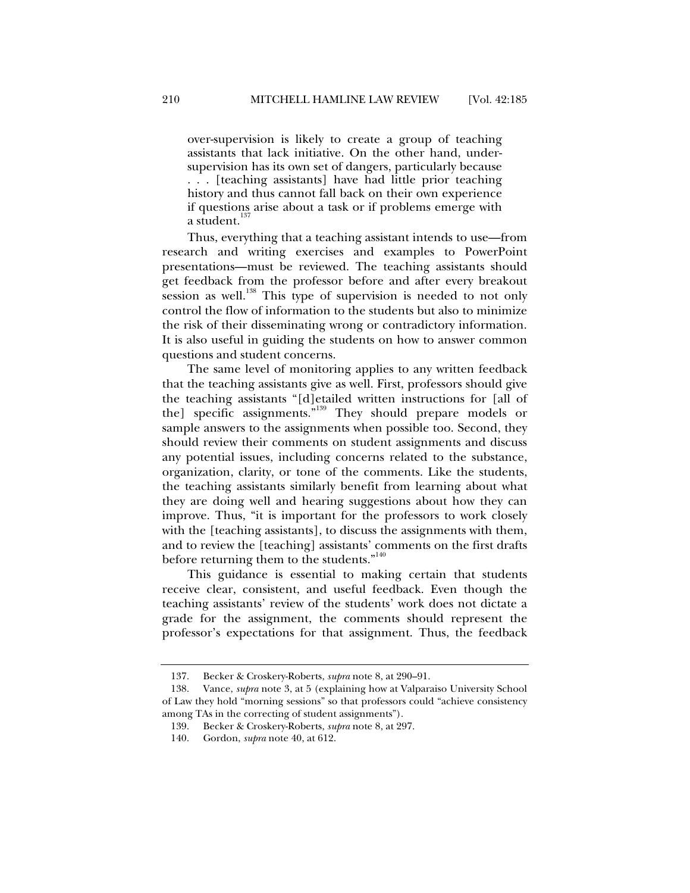> over-supervision is likely to create a group of teaching assistants that lack initiative. On the other hand, under-supervision has its own set of dangers, particularly because . . . [teaching assistants] have had little prior teaching history and thus cannot fall back on their own experience if questions arise about a task or if problems emerge with a student.[137]

Thus, everything that a teaching assistant intends to use—from research and writing exercises and examples to PowerPoint presentations—must be reviewed. The teaching assistants should get feedback from the professor before and after every breakout session as well.[138] This type of supervision is needed to not only control the flow of information to the students but also to minimize the risk of their disseminating wrong or contradictory information. It is also useful in guiding the students on how to answer common questions and student concerns.

The same level of monitoring applies to any written feedback that the teaching assistants give as well. First, professors should give the teaching assistants "[d]etailed written instructions for [all of the] specific assignments."[139] They should prepare models or sample answers to the assignments when possible too. Second, they should review their comments on student assignments and discuss any potential issues, including concerns related to the substance, organization, clarity, or tone of the comments. Like the students, the teaching assistants similarly benefit from learning about what they are doing well and hearing suggestions about how they can improve. Thus, "it is important for the professors to work closely with the [teaching assistants], to discuss the assignments with them, and to review the [teaching] assistants' comments on the first drafts before returning them to the students."[140]

This guidance is essential to making certain that students receive clear, consistent, and useful feedback. Even though the teaching assistants' review of the students' work does not dictate a grade for the assignment, the comments should represent the professor's expectations for that assignment. Thus, the feedback

---

137. Becker & Croskery-Roberts, *supra* note 8, at 290–91.

138. Vance, *supra* note 3, at 5 (explaining how at Valparaiso University School of Law they hold "morning sessions" so that professors could "achieve consistency among TAs in the correcting of student assignments").

139. Becker & Croskery-Roberts, *supra* note 8, at 297.

140. Gordon, *supra* note 40, at 612.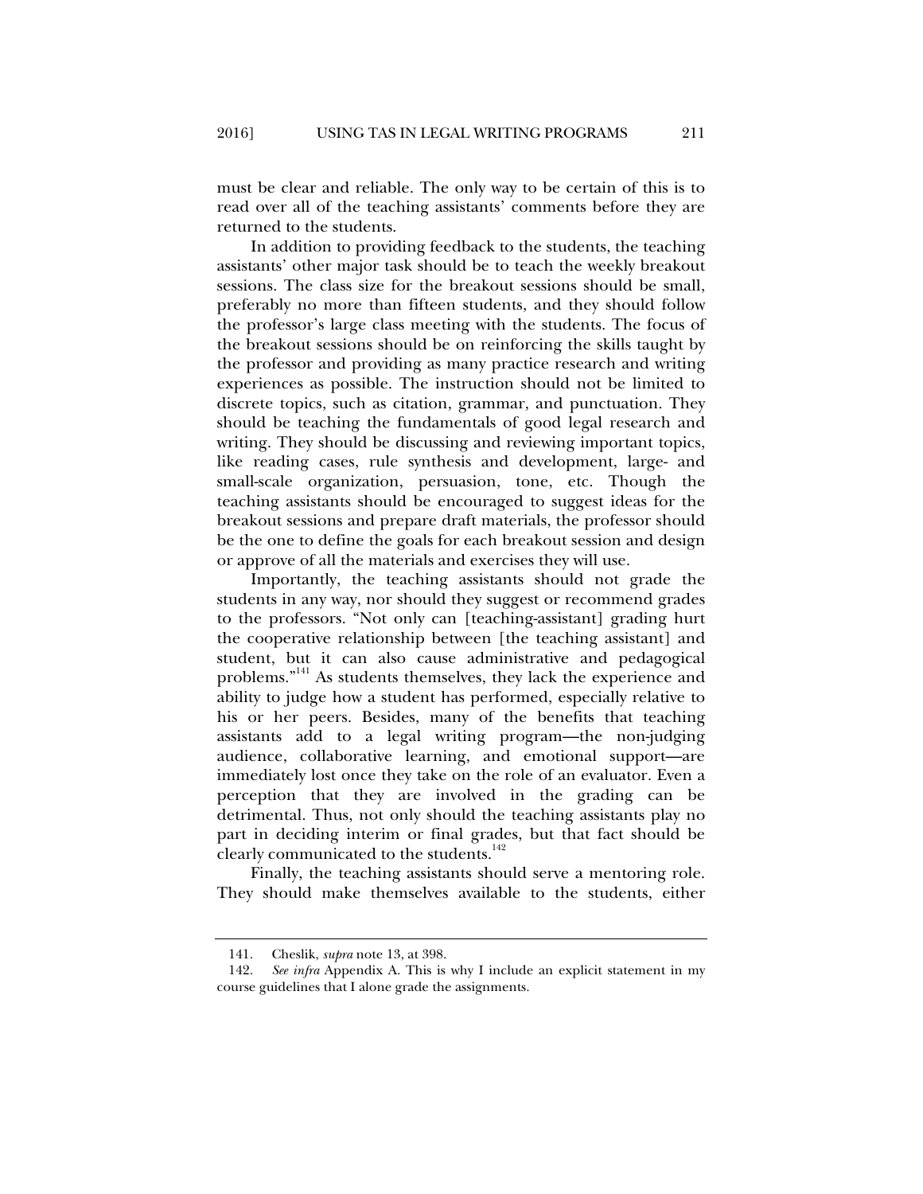must be clear and reliable. The only way to be certain of this is to read over all of the teaching assistants' comments before they are returned to the students.

In addition to providing feedback to the students, the teaching assistants' other major task should be to teach the weekly breakout sessions. The class size for the breakout sessions should be small, preferably no more than fifteen students, and they should follow the professor's large class meeting with the students. The focus of the breakout sessions should be on reinforcing the skills taught by the professor and providing as many practice research and writing experiences as possible. The instruction should not be limited to discrete topics, such as citation, grammar, and punctuation. They should be teaching the fundamentals of good legal research and writing. They should be discussing and reviewing important topics, like reading cases, rule synthesis and development, large- and small-scale organization, persuasion, tone, etc. Though the teaching assistants should be encouraged to suggest ideas for the breakout sessions and prepare draft materials, the professor should be the one to define the goals for each breakout session and design or approve of all the materials and exercises they will use.

Importantly, the teaching assistants should not grade the students in any way, nor should they suggest or recommend grades to the professors. "Not only can [teaching-assistant] grading hurt the cooperative relationship between [the teaching assistant] and student, but it can also cause administrative and pedagogical problems."[141] As students themselves, they lack the experience and ability to judge how a student has performed, especially relative to his or her peers. Besides, many of the benefits that teaching assistants add to a legal writing program—the non-judging audience, collaborative learning, and emotional support—are immediately lost once they take on the role of an evaluator. Even a perception that they are involved in the grading can be detrimental. Thus, not only should the teaching assistants play no part in deciding interim or final grades, but that fact should be clearly communicated to the students.[142]

Finally, the teaching assistants should serve a mentoring role. They should make themselves available to the students, either

---

141. Cheslik, *supra* note 13, at 398.

142. *See infra* Appendix A. This is why I include an explicit statement in my course guidelines that I alone grade the assignments.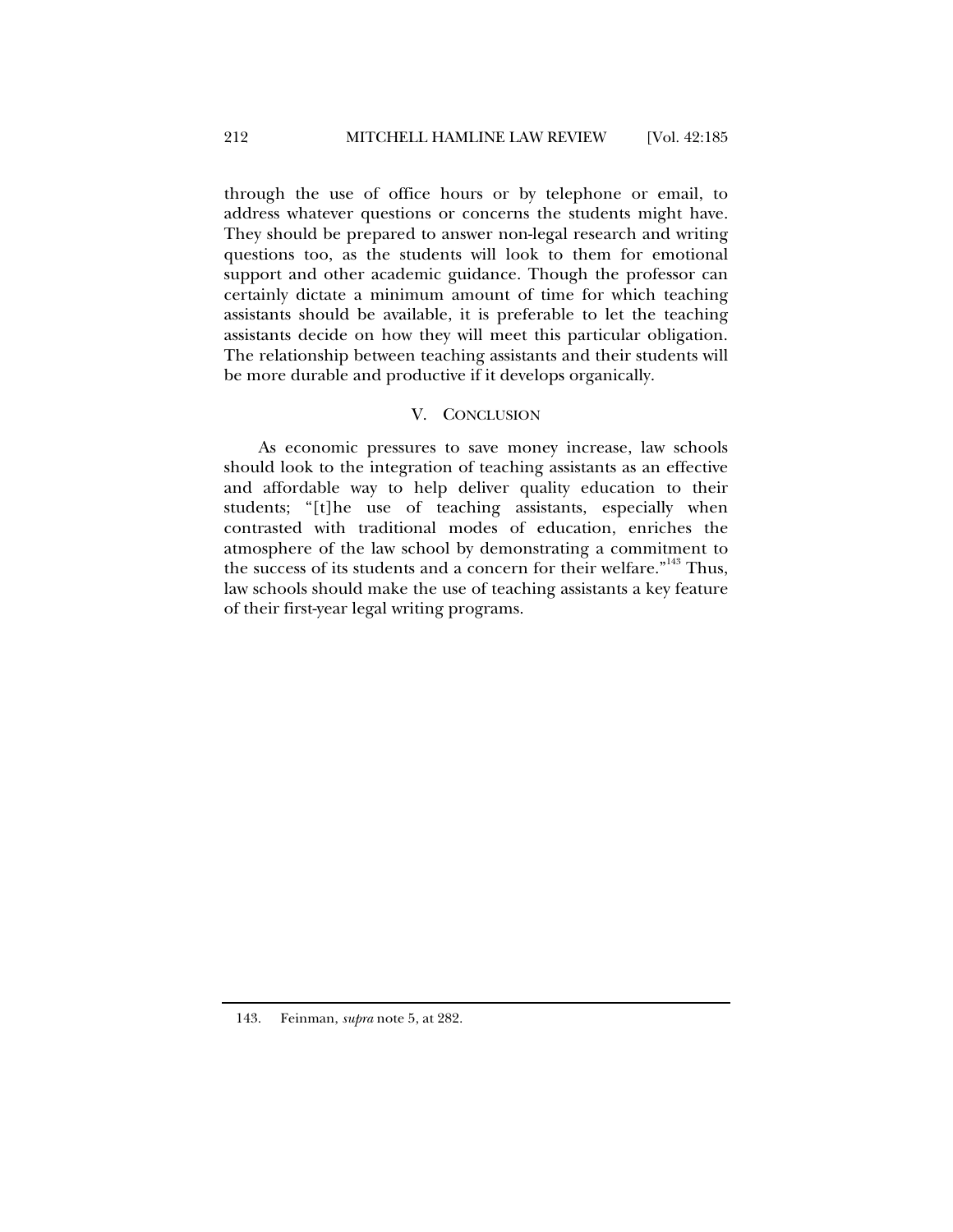through the use of office hours or by telephone or email, to address whatever questions or concerns the students might have. They should be prepared to answer non-legal research and writing questions too, as the students will look to them for emotional support and other academic guidance. Though the professor can certainly dictate a minimum amount of time for which teaching assistants should be available, it is preferable to let the teaching assistants decide on how they will meet this particular obligation. The relationship between teaching assistants and their students will be more durable and productive if it develops organically.

## V. CONCLUSION

As economic pressures to save money increase, law schools should look to the integration of teaching assistants as an effective and affordable way to help deliver quality education to their students; "[t]he use of teaching assistants, especially when contrasted with traditional modes of education, enriches the atmosphere of the law school by demonstrating a commitment to the success of its students and a concern for their welfare."[143] Thus, law schools should make the use of teaching assistants a key feature of their first-year legal writing programs.

---

143. Feinman, *supra* note 5, at 282.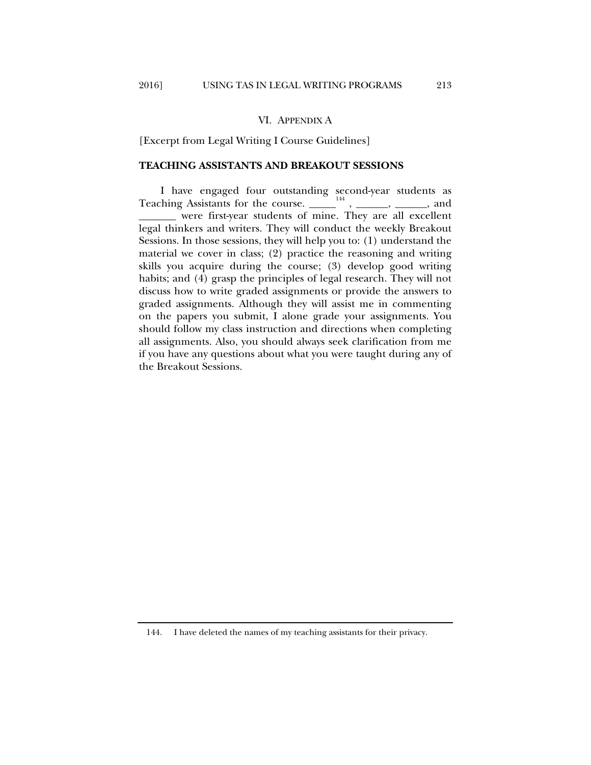## VI. APPENDIX A

[Excerpt from Legal Writing I Course Guidelines]

**TEACHING ASSISTANTS AND BREAKOUT SESSIONS**

I have engaged four outstanding second-year students as Teaching Assistants for the course. _____[144], ______, ______, and _______ were first-year students of mine. They are all excellent legal thinkers and writers. They will conduct the weekly Breakout Sessions. In those sessions, they will help you to: (1) understand the material we cover in class; (2) practice the reasoning and writing skills you acquire during the course; (3) develop good writing habits; and (4) grasp the principles of legal research. They will not discuss how to write graded assignments or provide the answers to graded assignments. Although they will assist me in commenting on the papers you submit, I alone grade your assignments. You should follow my class instruction and directions when completing all assignments. Also, you should always seek clarification from me if you have any questions about what you were taught during any of the Breakout Sessions.

---

144. I have deleted the names of my teaching assistants for their privacy.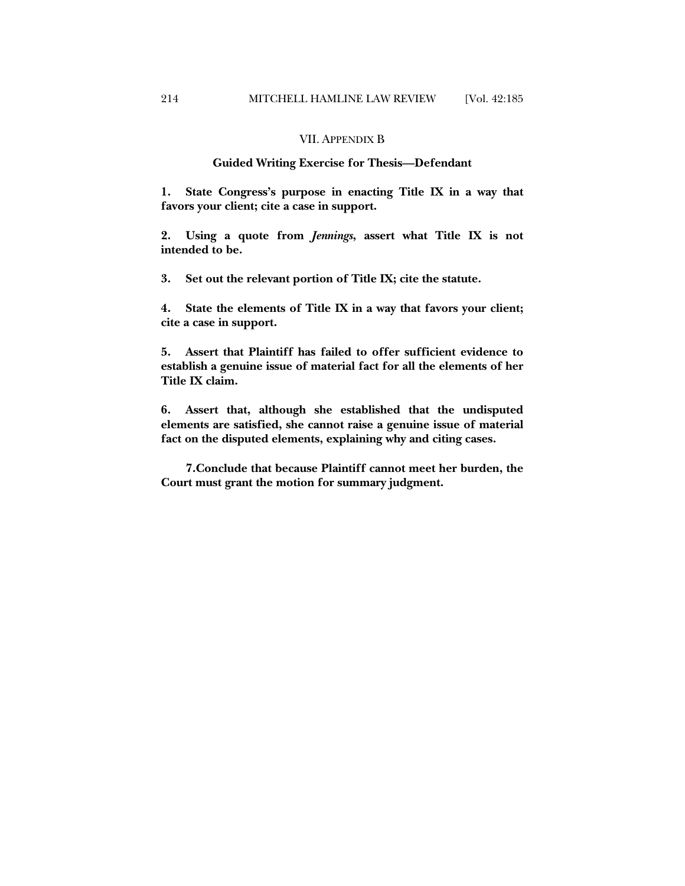## VII. Appendix B

### Guided Writing Exercise for Thesis—Defendant

**1. State Congress's purpose in enacting Title IX in a way that favors your client; cite a case in support.**

**2. Using a quote from *Jennings*, assert what Title IX is not intended to be.**

**3. Set out the relevant portion of Title IX; cite the statute.**

**4. State the elements of Title IX in a way that favors your client; cite a case in support.**

**5. Assert that Plaintiff has failed to offer sufficient evidence to establish a genuine issue of material fact for all the elements of her Title IX claim.**

**6. Assert that, although she established that the undisputed elements are satisfied, she cannot raise a genuine issue of material fact on the disputed elements, explaining why and citing cases.**

**7. Conclude that because Plaintiff cannot meet her burden, the Court must grant the motion for summary judgment.**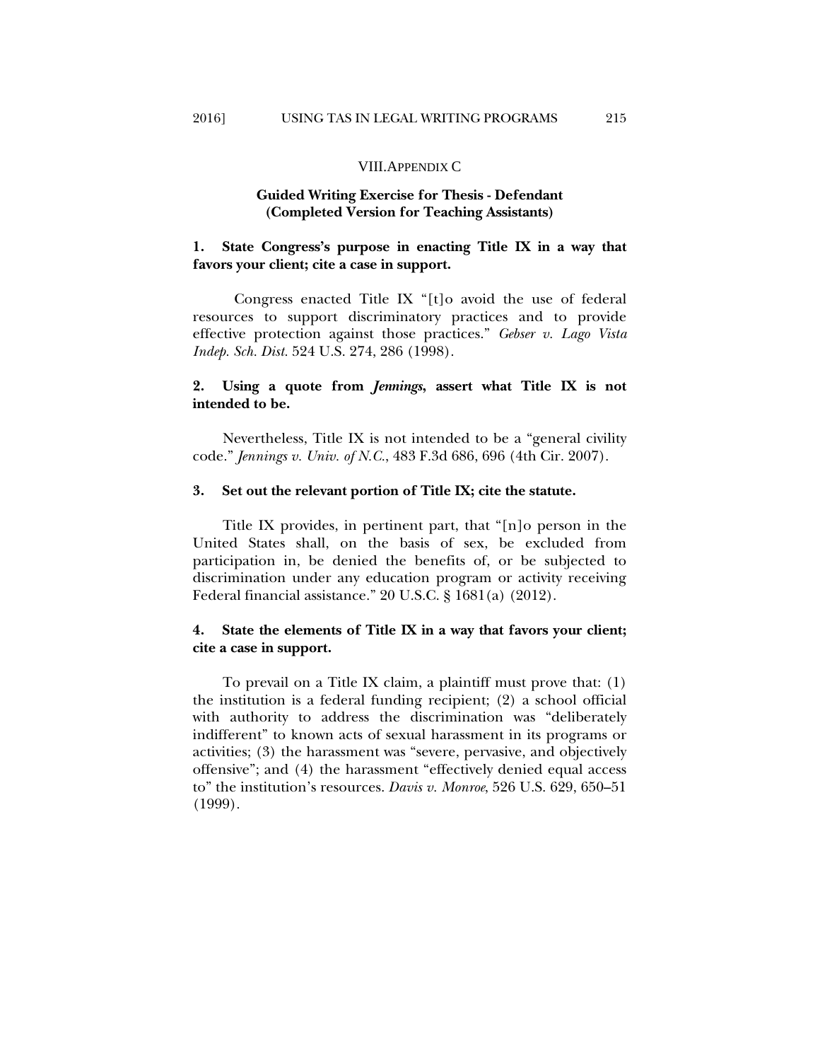## VIII. APPENDIX C

### Guided Writing Exercise for Thesis - Defendant (Completed Version for Teaching Assistants)

**1. State Congress's purpose in enacting Title IX in a way that favors your client; cite a case in support.**

Congress enacted Title IX "[t]o avoid the use of federal resources to support discriminatory practices and to provide effective protection against those practices." *Gebser v. Lago Vista Indep. Sch. Dist.* 524 U.S. 274, 286 (1998).

**2. Using a quote from *Jennings*, assert what Title IX is not intended to be.**

Nevertheless, Title IX is not intended to be a "general civility code." *Jennings v. Univ. of N.C.*, 483 F.3d 686, 696 (4th Cir. 2007).

**3. Set out the relevant portion of Title IX; cite the statute.**

Title IX provides, in pertinent part, that "[n]o person in the United States shall, on the basis of sex, be excluded from participation in, be denied the benefits of, or be subjected to discrimination under any education program or activity receiving Federal financial assistance." 20 U.S.C. § 1681(a) (2012).

**4. State the elements of Title IX in a way that favors your client; cite a case in support.**

To prevail on a Title IX claim, a plaintiff must prove that: (1) the institution is a federal funding recipient; (2) a school official with authority to address the discrimination was "deliberately indifferent" to known acts of sexual harassment in its programs or activities; (3) the harassment was "severe, pervasive, and objectively offensive"; and (4) the harassment "effectively denied equal access to" the institution's resources. *Davis v. Monroe*, 526 U.S. 629, 650–51 (1999).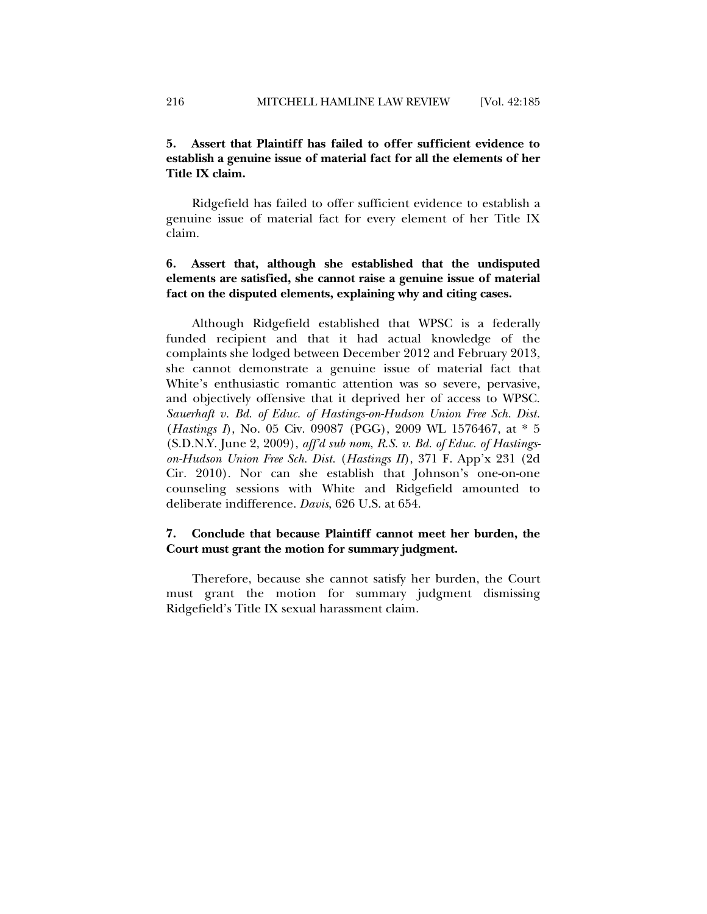**5. Assert that Plaintiff has failed to offer sufficient evidence to establish a genuine issue of material fact for all the elements of her Title IX claim.**

Ridgefield has failed to offer sufficient evidence to establish a genuine issue of material fact for every element of her Title IX claim.

**6. Assert that, although she established that the undisputed elements are satisfied, she cannot raise a genuine issue of material fact on the disputed elements, explaining why and citing cases.**

Although Ridgefield established that WPSC is a federally funded recipient and that it had actual knowledge of the complaints she lodged between December 2012 and February 2013, she cannot demonstrate a genuine issue of material fact that White's enthusiastic romantic attention was so severe, pervasive, and objectively offensive that it deprived her of access to WPSC. *Sauerhaft v. Bd. of Educ. of Hastings-on-Hudson Union Free Sch. Dist.* (*Hastings I*), No. 05 Civ. 09087 (PGG), 2009 WL 1576467, at * 5 (S.D.N.Y. June 2, 2009), *aff'd sub nom, R.S. v. Bd. of Educ. of Hastings-on-Hudson Union Free Sch. Dist.* (*Hastings II*), 371 F. App'x 231 (2d Cir. 2010). Nor can she establish that Johnson's one-on-one counseling sessions with White and Ridgefield amounted to deliberate indifference. *Davis*, 626 U.S. at 654.

**7. Conclude that because Plaintiff cannot meet her burden, the Court must grant the motion for summary judgment.**

Therefore, because she cannot satisfy her burden, the Court must grant the motion for summary judgment dismissing Ridgefield's Title IX sexual harassment claim.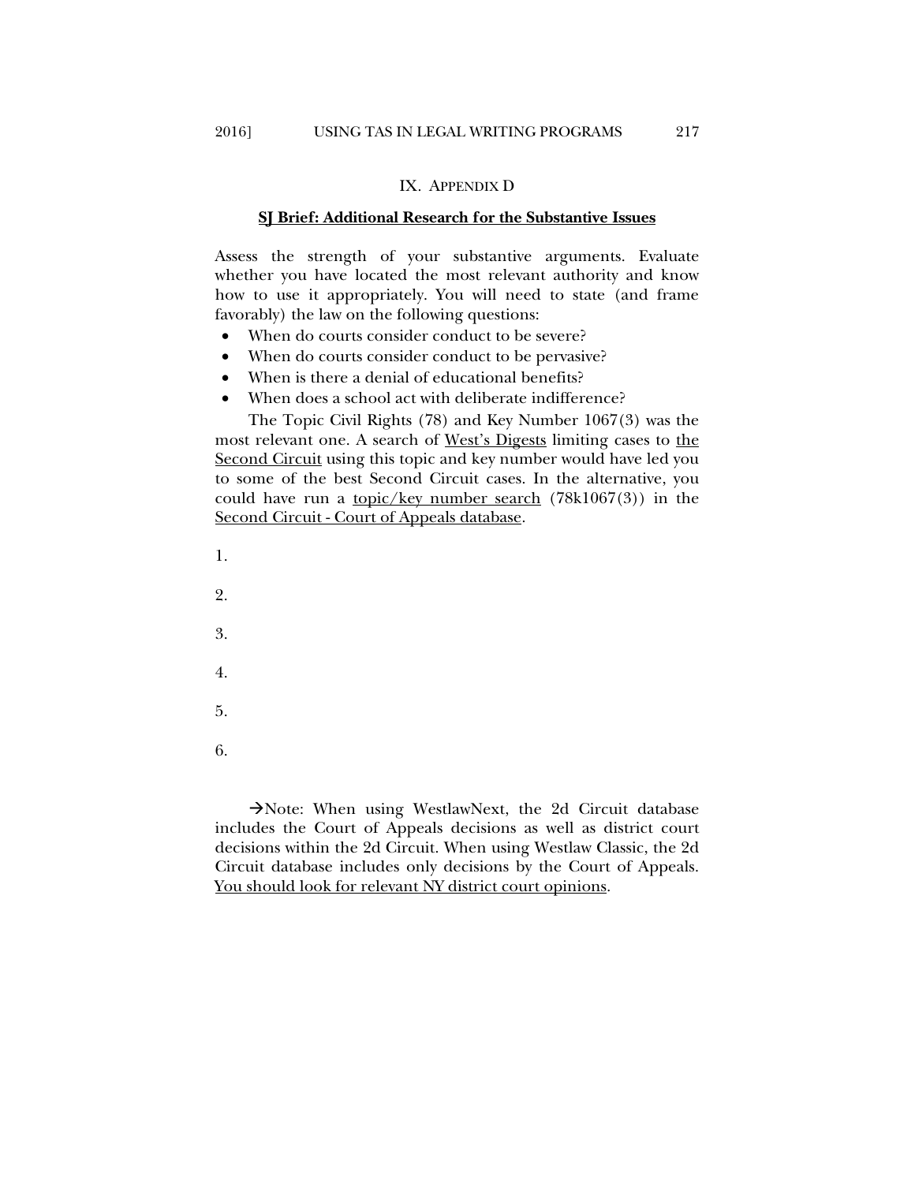## IX. Appendix D

**<u>SJ Brief: Additional Research for the Substantive Issues</u>**

Assess the strength of your substantive arguments. Evaluate whether you have located the most relevant authority and know how to use it appropriately. You will need to state (and frame favorably) the law on the following questions:

- When do courts consider conduct to be severe?
- When do courts consider conduct to be pervasive?
- When is there a denial of educational benefits?
- When does a school act with deliberate indifference?

The Topic Civil Rights (78) and Key Number 1067(3) was the most relevant one. A search of <u>West's Digests</u> limiting cases to <u>the Second Circuit</u> using this topic and key number would have led you to some of the best Second Circuit cases. In the alternative, you could have run a <u>topic/key number search</u> (78k1067(3)) in the <u>Second Circuit - Court of Appeals database</u>.

1.

2.

3.

4.

5.

6.

→Note: When using WestlawNext, the 2d Circuit database includes the Court of Appeals decisions as well as district court decisions within the 2d Circuit. When using Westlaw Classic, the 2d Circuit database includes only decisions by the Court of Appeals. <u>You should look for relevant NY district court opinions</u>.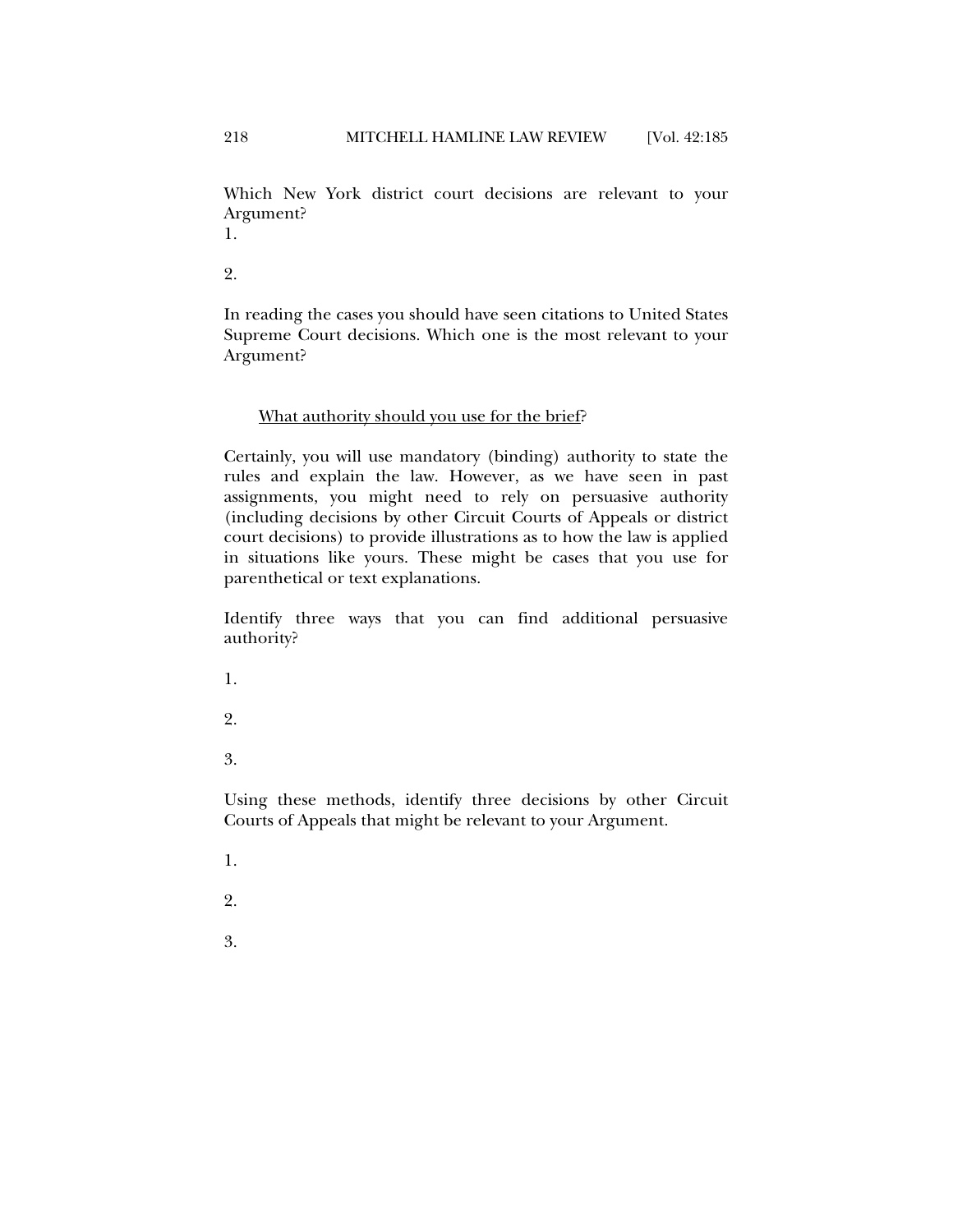Which New York district court decisions are relevant to your Argument?

1.

2.

In reading the cases you should have seen citations to United States Supreme Court decisions. Which one is the most relevant to your Argument?

<u>What authority should you use for the brief</u>?

Certainly, you will use mandatory (binding) authority to state the rules and explain the law. However, as we have seen in past assignments, you might need to rely on persuasive authority (including decisions by other Circuit Courts of Appeals or district court decisions) to provide illustrations as to how the law is applied in situations like yours. These might be cases that you use for parenthetical or text explanations.

Identify three ways that you can find additional persuasive authority?

1.

2.

3.

Using these methods, identify three decisions by other Circuit Courts of Appeals that might be relevant to your Argument.

1.

2.

3.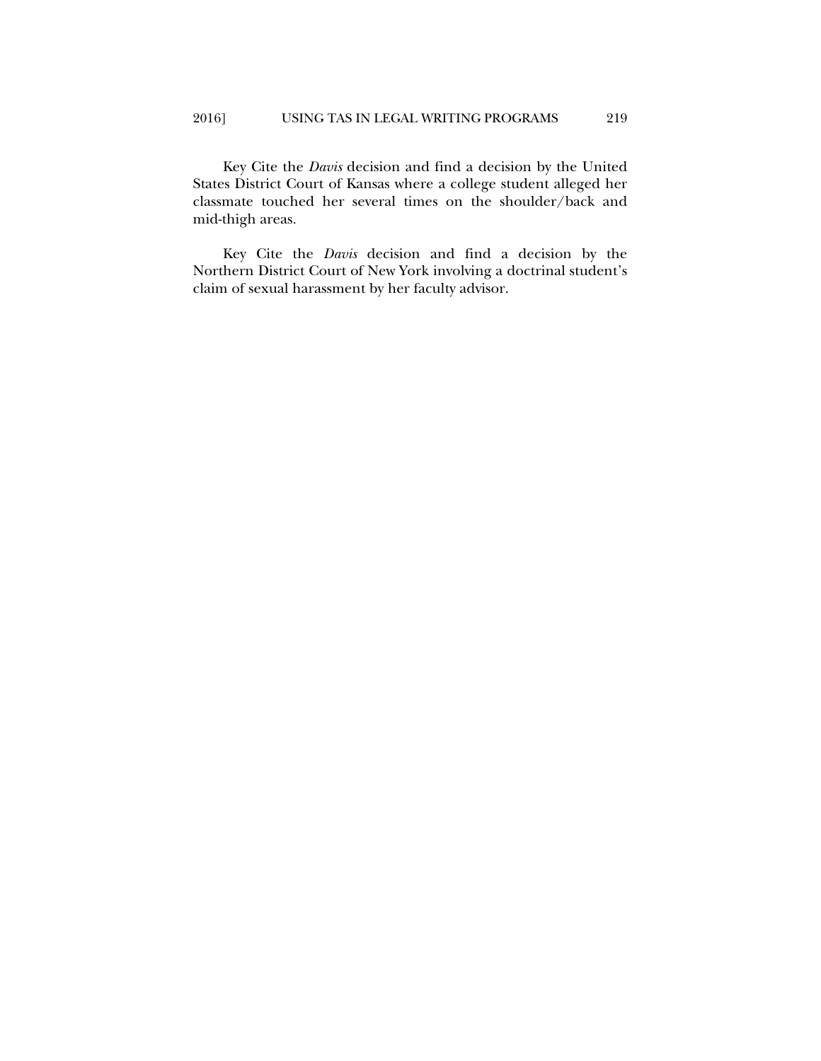Key Cite the *Davis* decision and find a decision by the United States District Court of Kansas where a college student alleged her classmate touched her several times on the shoulder/back and mid-thigh areas.

Key Cite the *Davis* decision and find a decision by the Northern District Court of New York involving a doctrinal student's claim of sexual harassment by her faculty advisor.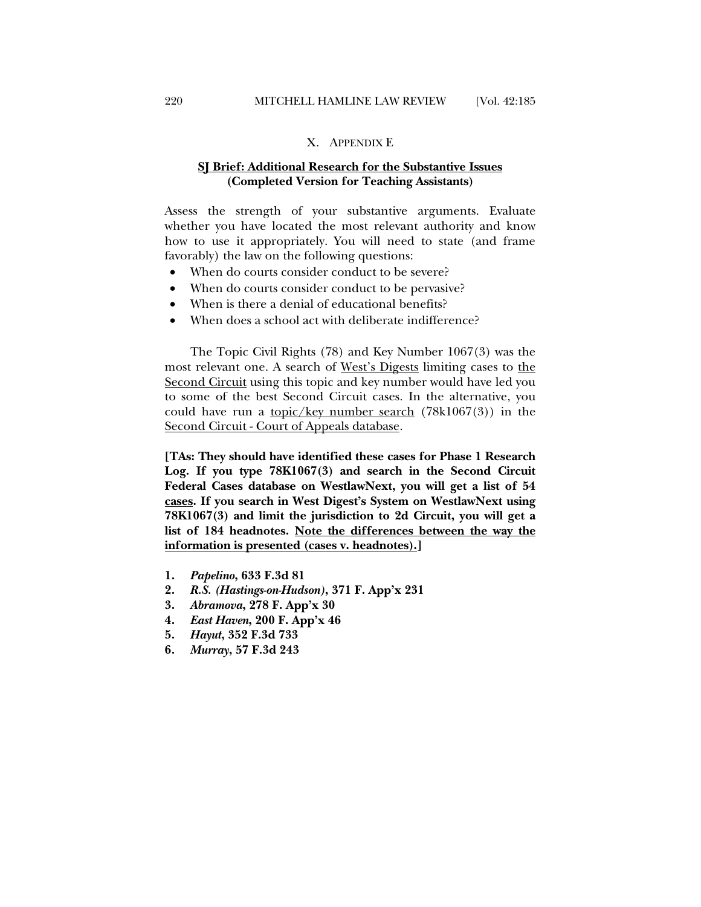## X. APPENDIX E

**SJ Brief: Additional Research for the Substantive Issues**
**(Completed Version for Teaching Assistants)**

Assess the strength of your substantive arguments. Evaluate whether you have located the most relevant authority and know how to use it appropriately. You will need to state (and frame favorably) the law on the following questions:

- When do courts consider conduct to be severe?
- When do courts consider conduct to be pervasive?
- When is there a denial of educational benefits?
- When does a school act with deliberate indifference?

The Topic Civil Rights (78) and Key Number 1067(3) was the most relevant one. A search of West's Digests limiting cases to the Second Circuit using this topic and key number would have led you to some of the best Second Circuit cases. In the alternative, you could have run a topic/key number search (78k1067(3)) in the Second Circuit - Court of Appeals database.

**[TAs: They should have identified these cases for Phase 1 Research Log. If you type 78K1067(3) and search in the Second Circuit Federal Cases database on WestlawNext, you will get a list of 54 cases. If you search in West Digest's System on WestlawNext using 78K1067(3) and limit the jurisdiction to 2d Circuit, you will get a list of 184 headnotes. Note the differences between the way the information is presented (cases v. headnotes).]**

1. ***Papelino*, 633 F.3d 81**
2. ***R.S. (Hastings-on-Hudson)*, 371 F. App'x 231**
3. ***Abramova*, 278 F. App'x 30**
4. ***East Haven*, 200 F. App'x 46**
5. ***Hayut*, 352 F.3d 733**
6. ***Murray*, 57 F.3d 243**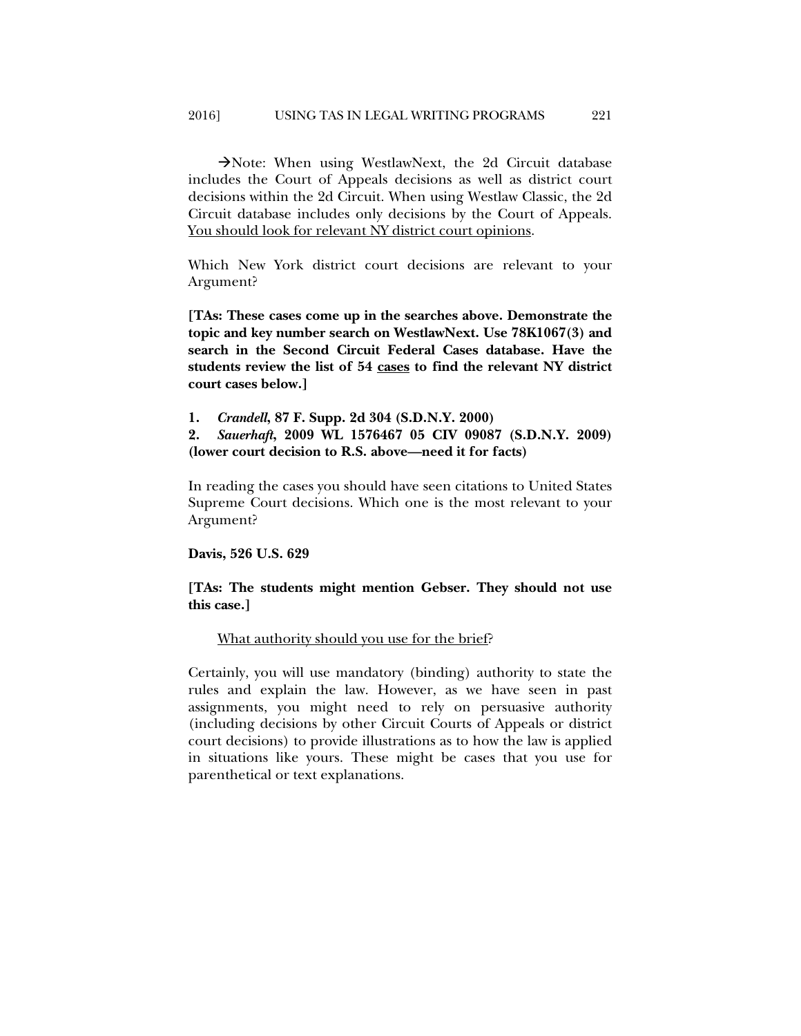→Note: When using WestlawNext, the 2d Circuit database includes the Court of Appeals decisions as well as district court decisions within the 2d Circuit. When using Westlaw Classic, the 2d Circuit database includes only decisions by the Court of Appeals. <u>You should look for relevant NY district court opinions</u>.

Which New York district court decisions are relevant to your Argument?

**[TAs: These cases come up in the searches above. Demonstrate the topic and key number search on WestlawNext. Use 78K1067(3) and search in the Second Circuit Federal Cases database. Have the students review the list of 54 <u>cases</u> to find the relevant NY district court cases below.]**

**1.** ***Crandell*, 87 F. Supp. 2d 304 (S.D.N.Y. 2000)**
**2.** ***Sauerhaft*, 2009 WL 1576467 05 CIV 09087 (S.D.N.Y. 2009) (lower court decision to R.S. above—need it for facts)**

In reading the cases you should have seen citations to United States Supreme Court decisions. Which one is the most relevant to your Argument?

**Davis, 526 U.S. 629**

**[TAs: The students might mention Gebser. They should not use this case.]**

<u>What authority should you use for the brief</u>?

Certainly, you will use mandatory (binding) authority to state the rules and explain the law. However, as we have seen in past assignments, you might need to rely on persuasive authority (including decisions by other Circuit Courts of Appeals or district court decisions) to provide illustrations as to how the law is applied in situations like yours. These might be cases that you use for parenthetical or text explanations.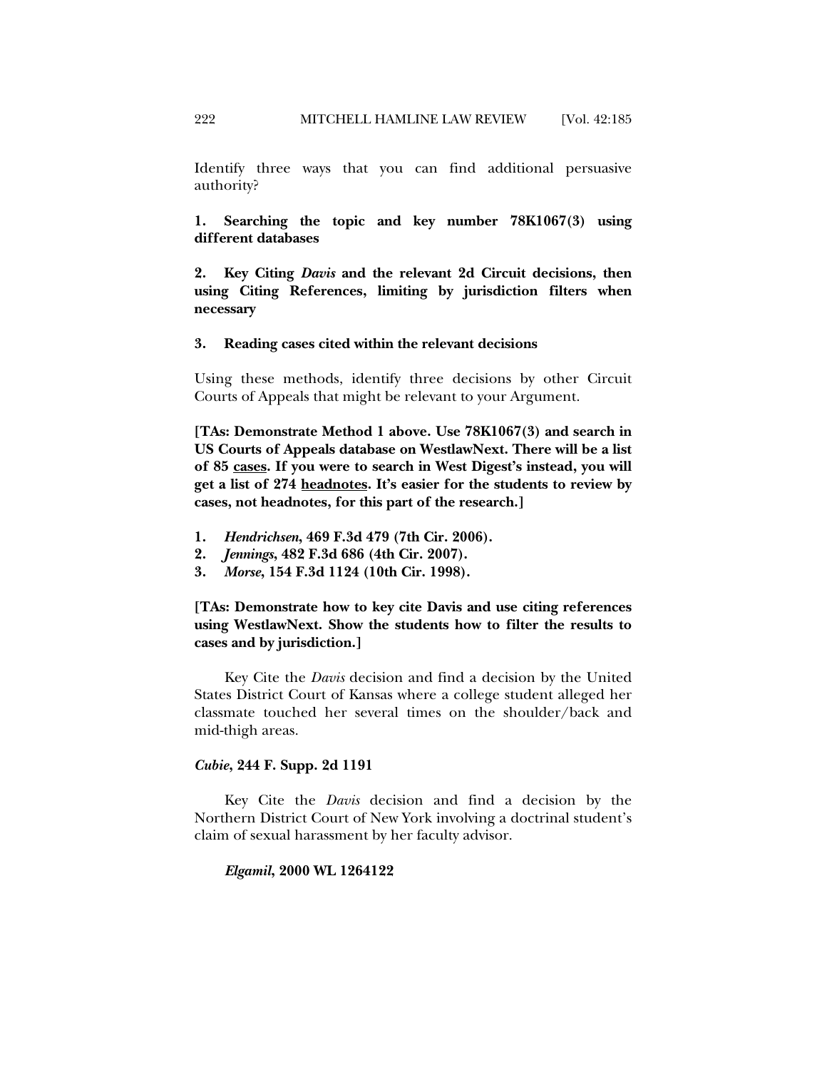Identify three ways that you can find additional persuasive authority?

**1. Searching the topic and key number 78K1067(3) using different databases**

**2. Key Citing *Davis* and the relevant 2d Circuit decisions, then using Citing References, limiting by jurisdiction filters when necessary**

**3. Reading cases cited within the relevant decisions**

Using these methods, identify three decisions by other Circuit Courts of Appeals that might be relevant to your Argument.

**[TAs: Demonstrate Method 1 above. Use 78K1067(3) and search in US Courts of Appeals database on WestlawNext. There will be a list of 85 <u>cases</u>. If you were to search in West Digest's instead, you will get a list of 274 <u>headnotes</u>. It's easier for the students to review by cases, not headnotes, for this part of the research.]**

1. ***Hendrichsen*, 469 F.3d 479 (7th Cir. 2006).**
2. ***Jennings*, 482 F.3d 686 (4th Cir. 2007).**
3. ***Morse*, 154 F.3d 1124 (10th Cir. 1998).**

**[TAs: Demonstrate how to key cite Davis and use citing references using WestlawNext. Show the students how to filter the results to cases and by jurisdiction.]**

Key Cite the *Davis* decision and find a decision by the United States District Court of Kansas where a college student alleged her classmate touched her several times on the shoulder/back and mid-thigh areas.

***Cubie*, 244 F. Supp. 2d 1191**

Key Cite the *Davis* decision and find a decision by the Northern District Court of New York involving a doctrinal student's claim of sexual harassment by her faculty advisor.

***Elgamil*, 2000 WL 1264122**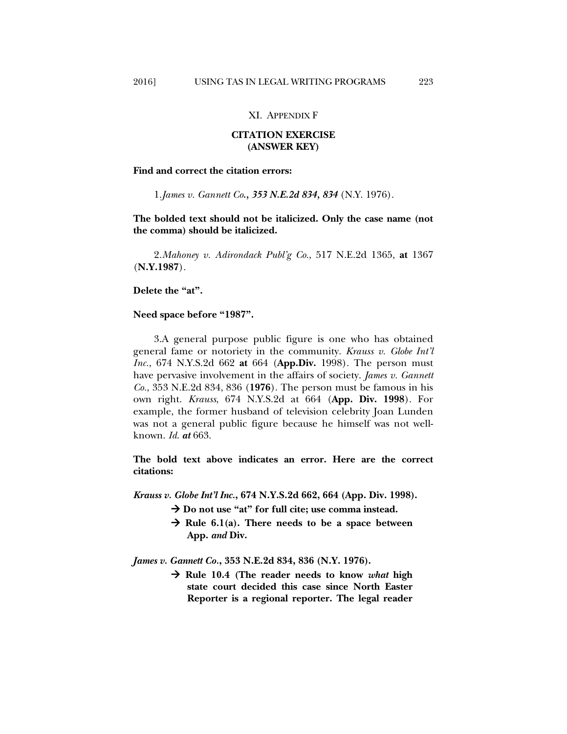## XI. Appendix F

**CITATION EXERCISE**
**(ANSWER KEY)**

**Find and correct the citation errors:**

1.*James v. Gannett Co.**, 353 N.E.2d 834, 834*** (N.Y. 1976).

**The bolded text should not be italicized. Only the case name (not the comma) should be italicized.**

2.*Mahoney v. Adirondack Publ'g Co.*, 517 N.E.2d 1365, **at** 1367 (**N.Y.1987**).

**Delete the "at".**

**Need space before "1987".**

3.A general purpose public figure is one who has obtained general fame or notoriety in the community. *Krauss v. Globe Int'l Inc.*, 674 N.Y.S.2d 662 **at** 664 (**App.Div.** 1998). The person must have pervasive involvement in the affairs of society. *James v. Gannett Co.*, 353 N.E.2d 834, 836 (**1976**). The person must be famous in his own right. *Krauss*, 674 N.Y.S.2d at 664 (**App. Div. 1998**). For example, the former husband of television celebrity Joan Lunden was not a general public figure because he himself was not well-known. *Id.* ***at*** 663.

**The bold text above indicates an error. Here are the correct citations:**

***Krauss v. Globe Int'l Inc.*, 674 N.Y.S.2d 662, 664 (App. Div. 1998).**

- **→ Do not use "at" for full cite; use comma instead.**
- **→ Rule 6.1(a). There needs to be a space between App. *and* Div.**

***James v. Gannett Co.*, 353 N.E.2d 834, 836 (N.Y. 1976).**

- **→ Rule 10.4 (The reader needs to know *what* high state court decided this case since North Easter Reporter is a regional reporter. The legal reader**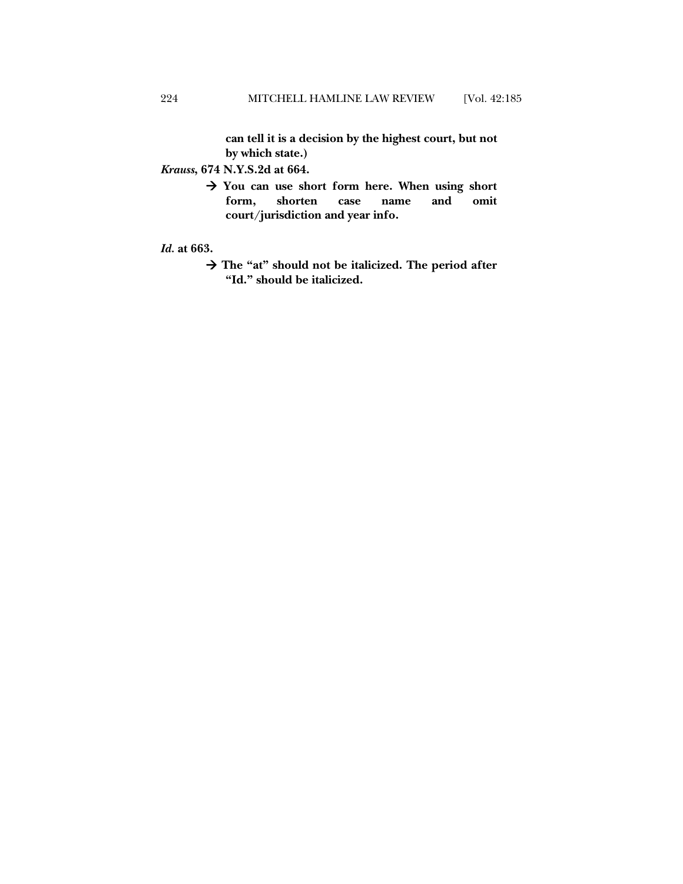**can tell it is a decision by the highest court, but not by which state.)**

***Krauss*, 674 N.Y.S.2d at 664.**

> **→ You can use short form here. When using short form, shorten case name and omit court/jurisdiction and year info.**

***Id.* at 663.**

> **→ The "at" should not be italicized. The period after "Id." should be italicized.**